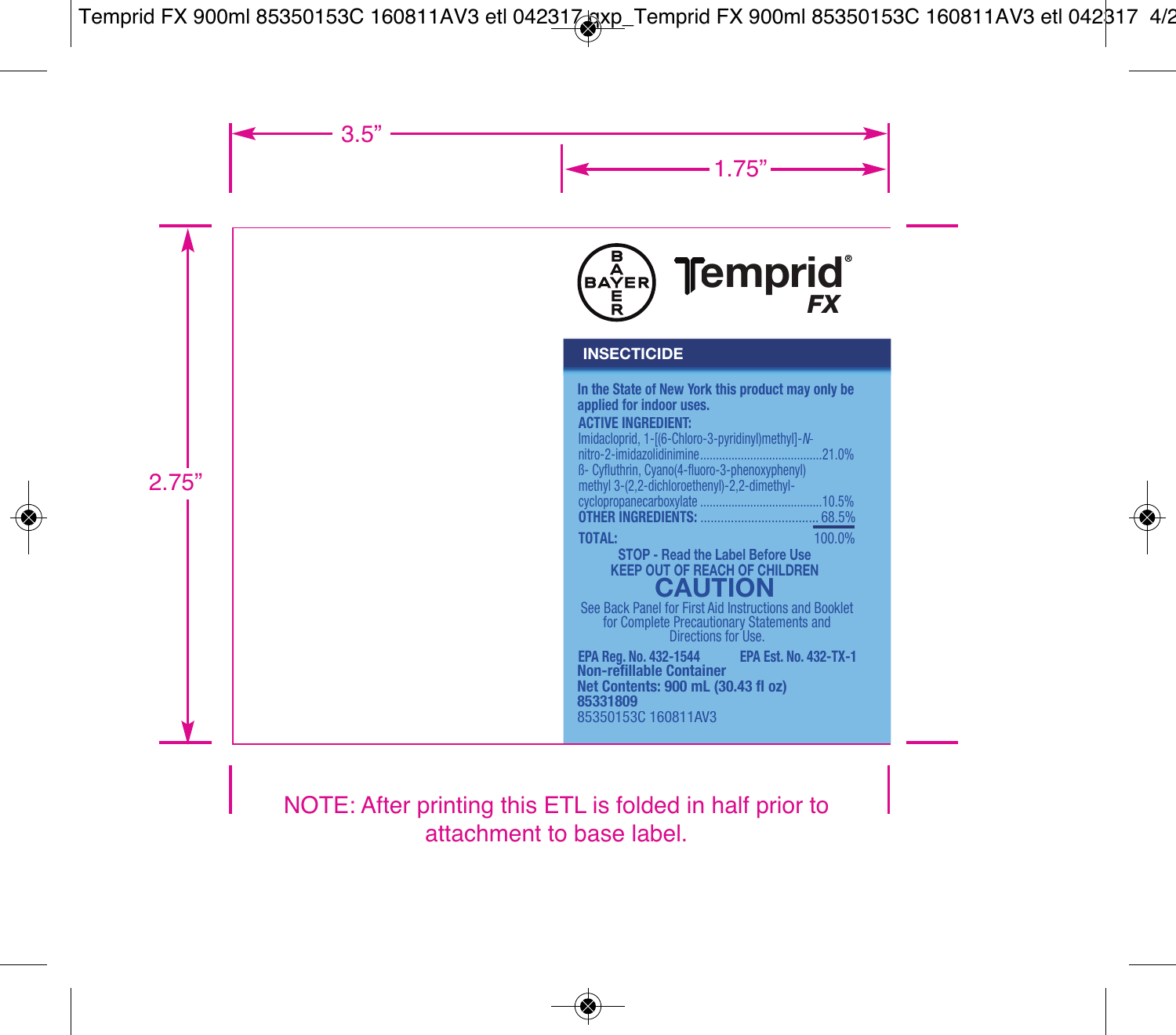3.5”

1.75”

2.75”

BAYER

# Temprid® FX

## INSECTICIDE

**In the State of New York this product may only be applied for indoor uses.**

**ACTIVE INGREDIENT:**

| | |
|---|---|
| Imidacloprid, 1-[(6-Chloro-3-pyridinyl)methyl]-*N*-nitro-2-imidazolidinimine | 21.0% |
| ß- Cyfluthrin, Cyano(4-fluoro-3-phenoxyphenyl) methyl 3-(2,2-dichloroethenyl)-2,2-dimethyl-cyclopropanecarboxylate | 10.5% |
| **OTHER INGREDIENTS:** | 68.5% |
| **TOTAL:** | 100.0% |

**STOP - Read the Label Before Use**

**KEEP OUT OF REACH OF CHILDREN**

# CAUTION

See Back Panel for First Aid Instructions and Booklet for Complete Precautionary Statements and Directions for Use.

**EPA Reg. No. 432-1544** **EPA Est. No. 432-TX-1**

**Non-refillable Container**

**Net Contents: 900 mL (30.43 fl oz)**

**85331809**

85350153C 160811AV3

NOTE: After printing this ETL is folded in half prior to attachment to base label.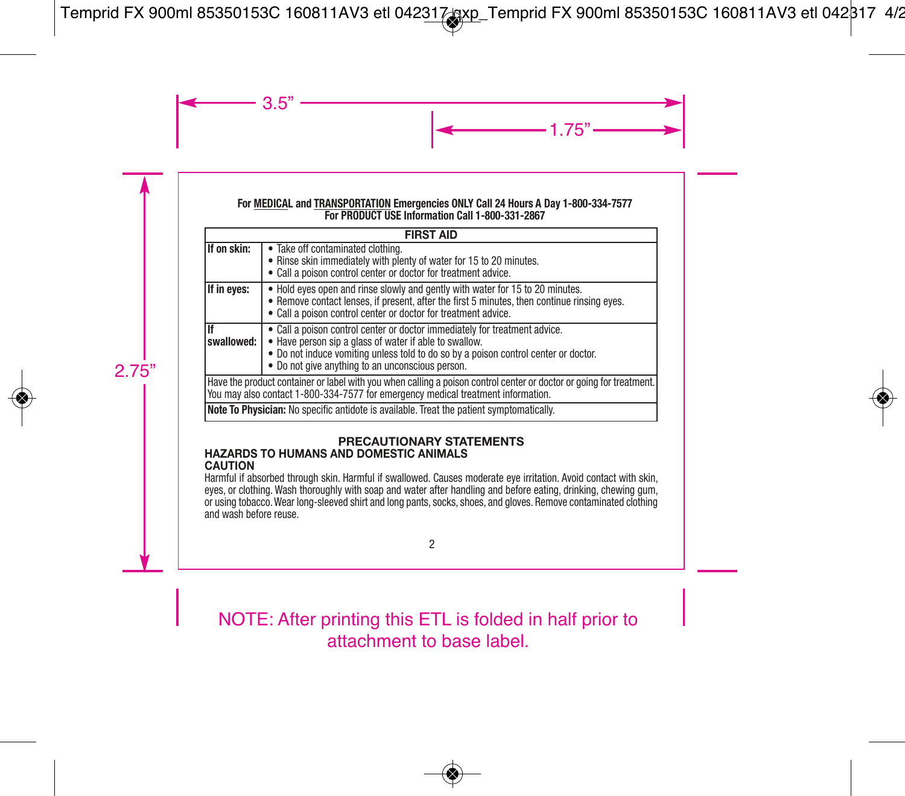**For MEDICAL and TRANSPORTATION Emergencies ONLY Call 24 Hours A Day 1-800-334-7577**
**For PRODUCT USE Information Call 1-800-331-2867**

| FIRST AID | |
|---|---|
| **If on skin:** | • Take off contaminated clothing.<br>• Rinse skin immediately with plenty of water for 15 to 20 minutes.<br>• Call a poison control center or doctor for treatment advice. |
| **If in eyes:** | • Hold eyes open and rinse slowly and gently with water for 15 to 20 minutes.<br>• Remove contact lenses, if present, after the first 5 minutes, then continue rinsing eyes.<br>• Call a poison control center or doctor for treatment advice. |
| **If swallowed:** | • Call a poison control center or doctor immediately for treatment advice.<br>• Have person sip a glass of water if able to swallow.<br>• Do not induce vomiting unless told to do so by a poison control center or doctor.<br>• Do not give anything to an unconscious person. |
| Have the product container or label with you when calling a poison control center or doctor or going for treatment. You may also contact 1-800-334-7577 for emergency medical treatment information. | |
| **Note To Physician:** No specific antidote is available. Treat the patient symptomatically. | |

## PRECAUTIONARY STATEMENTS

### HAZARDS TO HUMANS AND DOMESTIC ANIMALS

**CAUTION**

Harmful if absorbed through skin. Harmful if swallowed. Causes moderate eye irritation. Avoid contact with skin, eyes, or clothing. Wash thoroughly with soap and water after handling and before eating, drinking, chewing gum, or using tobacco. Wear long-sleeved shirt and long pants, socks, shoes, and gloves. Remove contaminated clothing and wash before reuse.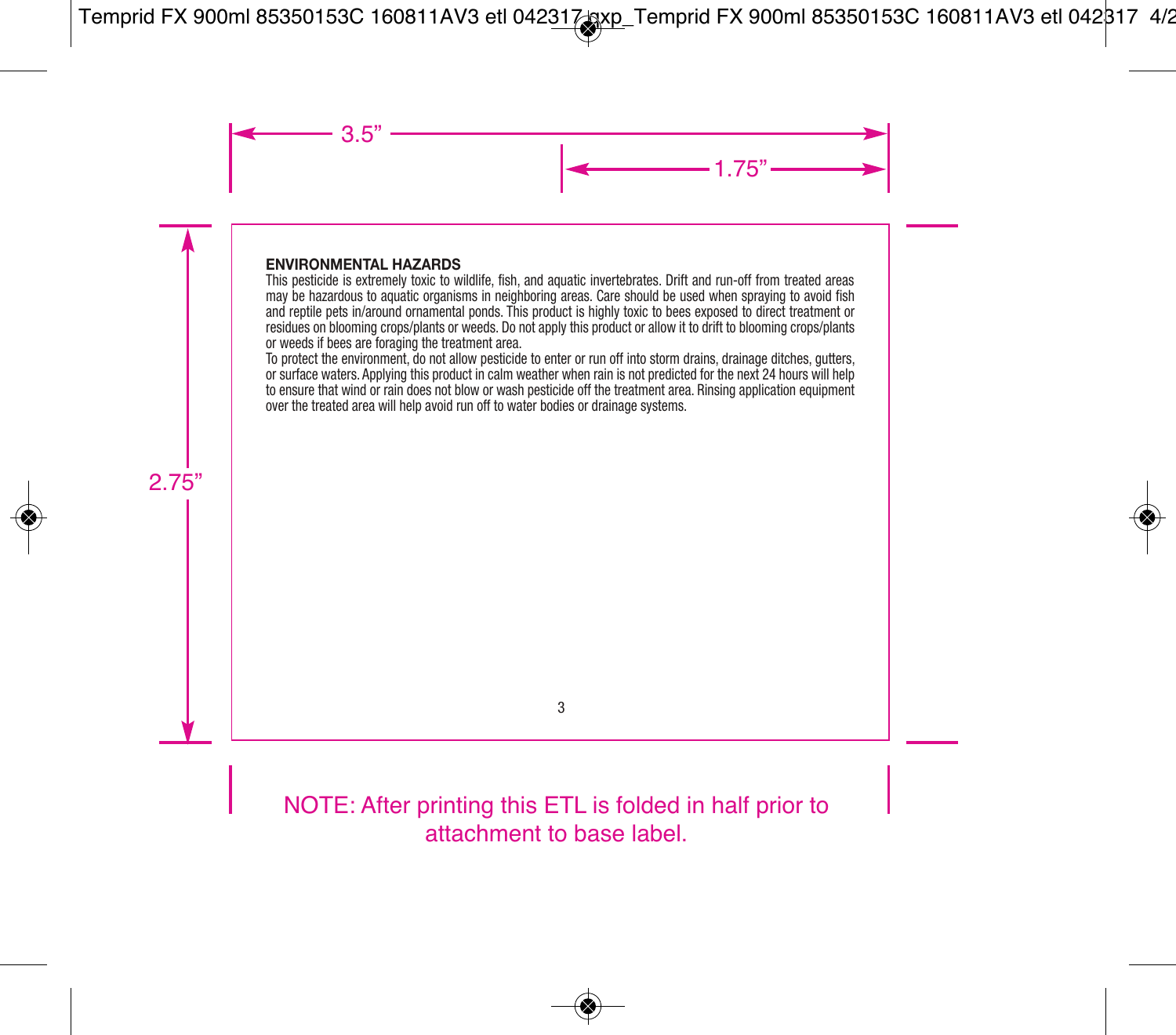**ENVIRONMENTAL HAZARDS**

This pesticide is extremely toxic to wildlife, fish, and aquatic invertebrates. Drift and run-off from treated areas may be hazardous to aquatic organisms in neighboring areas. Care should be used when spraying to avoid fish and reptile pets in/around ornamental ponds. This product is highly toxic to bees exposed to direct treatment or residues on blooming crops/plants or weeds. Do not apply this product or allow it to drift to blooming crops/plants or weeds if bees are foraging the treatment area.

To protect the environment, do not allow pesticide to enter or run off into storm drains, drainage ditches, gutters, or surface waters. Applying this product in calm weather when rain is not predicted for the next 24 hours will help to ensure that wind or rain does not blow or wash pesticide off the treatment area. Rinsing application equipment over the treated area will help avoid run off to water bodies or drainage systems.

NOTE: After printing this ETL is folded in half prior to attachment to base label.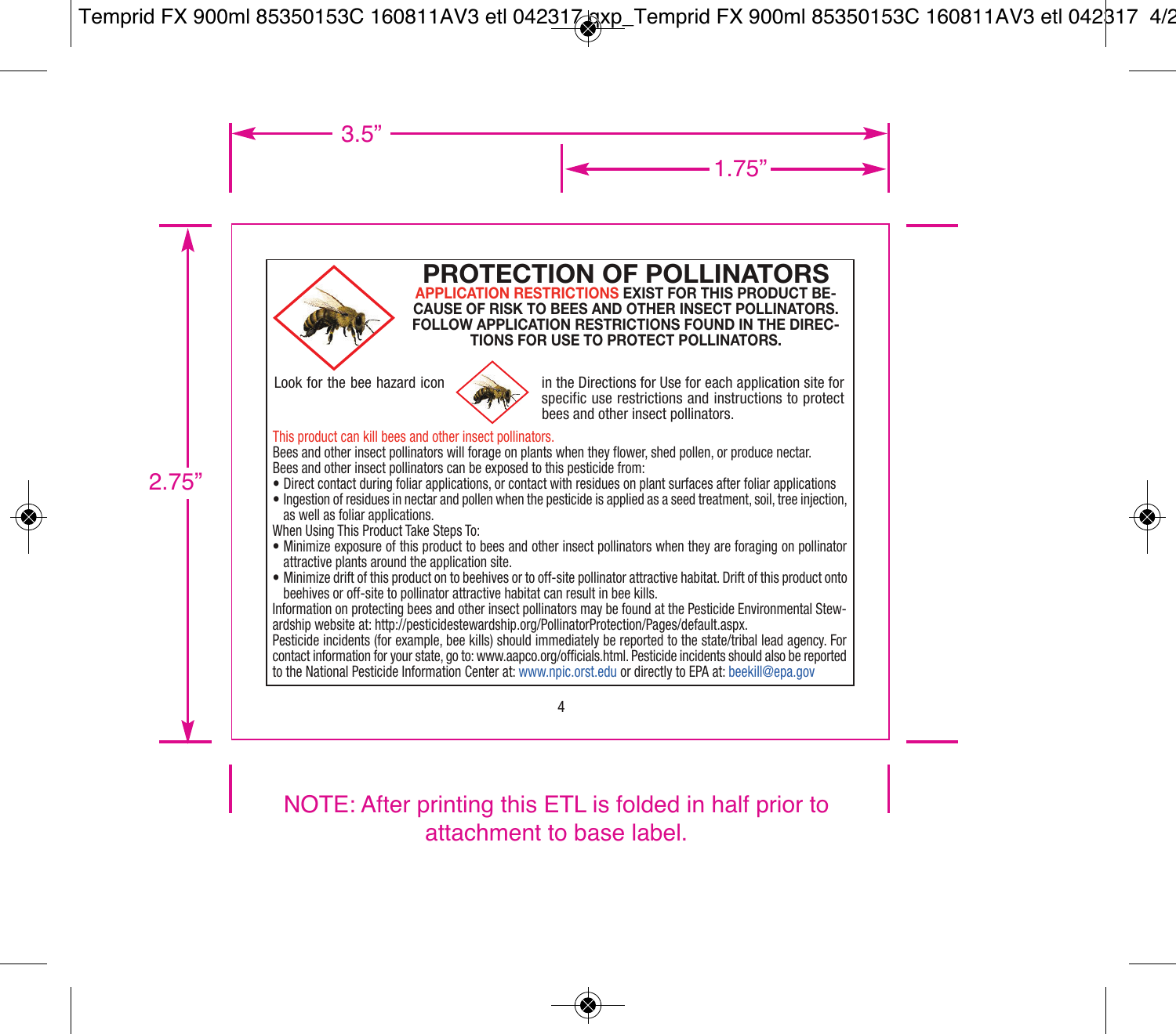# PROTECTION OF POLLINATORS

**APPLICATION RESTRICTIONS EXIST FOR THIS PRODUCT BECAUSE OF RISK TO BEES AND OTHER INSECT POLLINATORS. FOLLOW APPLICATION RESTRICTIONS FOUND IN THE DIRECTIONS FOR USE TO PROTECT POLLINATORS.**

Look for the bee hazard icon in the Directions for Use for each application site for specific use restrictions and instructions to protect bees and other insect pollinators.

This product can kill bees and other insect pollinators.

Bees and other insect pollinators will forage on plants when they flower, shed pollen, or produce nectar.

Bees and other insect pollinators can be exposed to this pesticide from:

- Direct contact during foliar applications, or contact with residues on plant surfaces after foliar applications
- Ingestion of residues in nectar and pollen when the pesticide is applied as a seed treatment, soil, tree injection, as well as foliar applications.

When Using This Product Take Steps To:

- Minimize exposure of this product to bees and other insect pollinators when they are foraging on pollinator attractive plants around the application site.
- Minimize drift of this product on to beehives or to off-site pollinator attractive habitat. Drift of this product onto beehives or off-site to pollinator attractive habitat can result in bee kills.

Information on protecting bees and other insect pollinators may be found at the Pesticide Environmental Stewardship website at: http://pesticidestewardship.org/PollinatorProtection/Pages/default.aspx.

Pesticide incidents (for example, bee kills) should immediately be reported to the state/tribal lead agency. For contact information for your state, go to: www.aapco.org/officials.html. Pesticide incidents should also be reported to the National Pesticide Information Center at: www.npic.orst.edu or directly to EPA at: beekill@epa.gov

NOTE: After printing this ETL is folded in half prior to attachment to base label.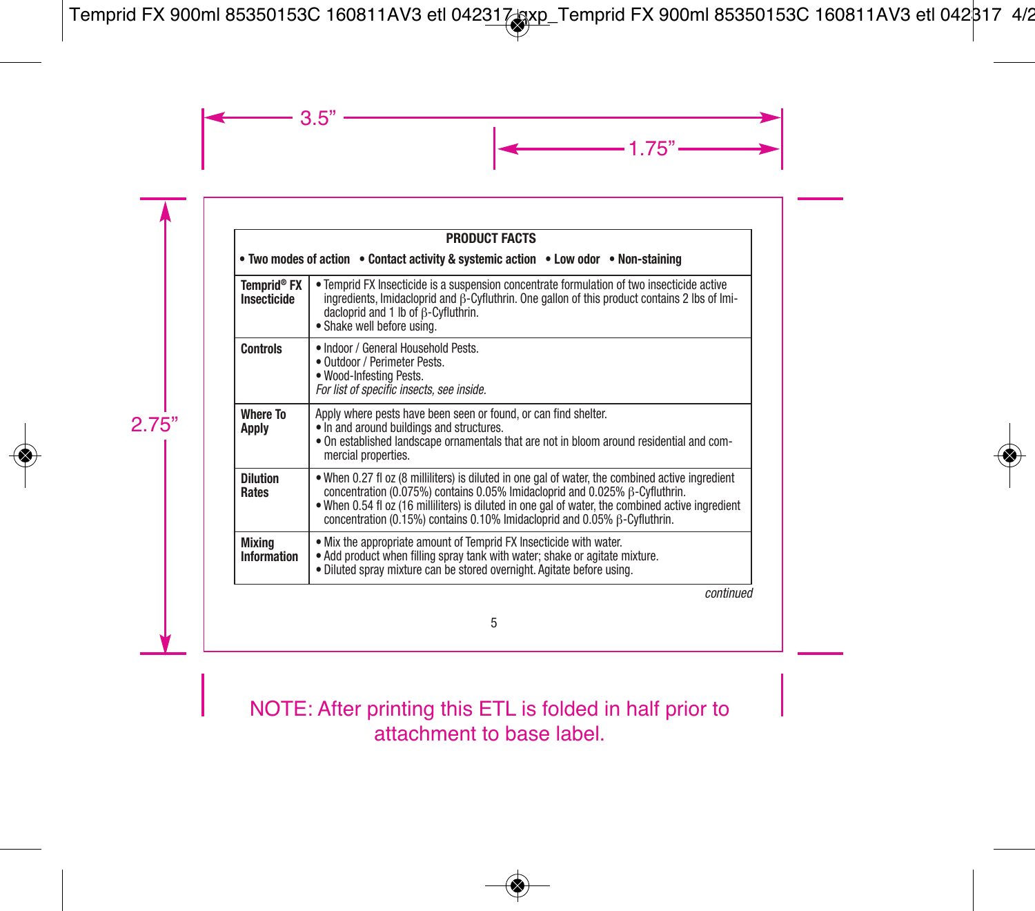| PRODUCT FACTS | |
|---|---|
| • Two modes of action • Contact activity & systemic action • Low odor • Non-staining | |
| **Temprid® FX Insecticide** | • Temprid FX Insecticide is a suspension concentrate formulation of two insecticide active ingredients, Imidacloprid and β-Cyfluthrin. One gallon of this product contains 2 lbs of Imidacloprid and 1 lb of β-Cyfluthrin.<br>• Shake well before using. |
| **Controls** | • Indoor / General Household Pests.<br>• Outdoor / Perimeter Pests.<br>• Wood-Infesting Pests.<br>*For list of specific insects, see inside.* |
| **Where To Apply** | Apply where pests have been seen or found, or can find shelter.<br>• In and around buildings and structures.<br>• On established landscape ornamentals that are not in bloom around residential and commercial properties. |
| **Dilution Rates** | • When 0.27 fl oz (8 milliliters) is diluted in one gal of water, the combined active ingredient concentration (0.075%) contains 0.05% Imidacloprid and 0.025% β-Cyfluthrin.<br>• When 0.54 fl oz (16 milliliters) is diluted in one gal of water, the combined active ingredient concentration (0.15%) contains 0.10% Imidacloprid and 0.05% β-Cyfluthrin. |
| **Mixing Information** | • Mix the appropriate amount of Temprid FX Insecticide with water.<br>• Add product when filling spray tank with water; shake or agitate mixture.<br>• Diluted spray mixture can be stored overnight. Agitate before using. |

*continued*

NOTE: After printing this ETL is folded in half prior to attachment to base label.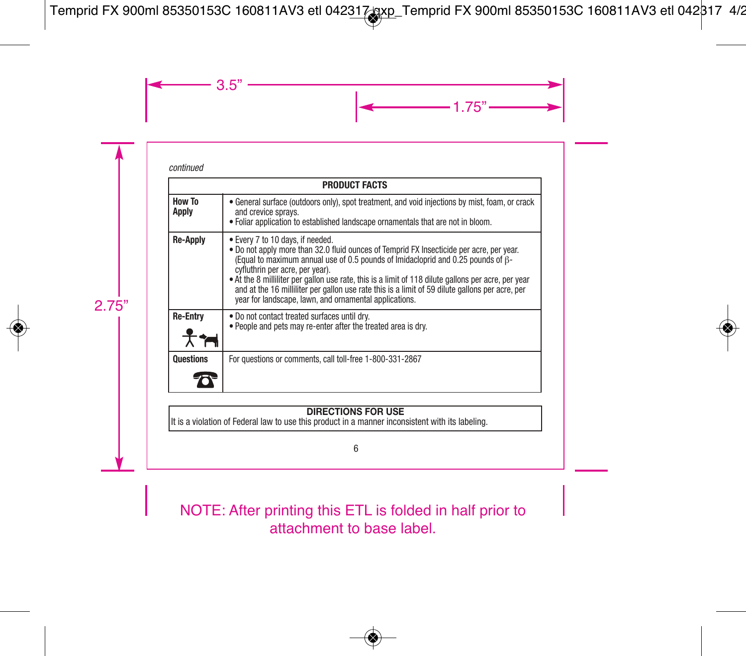*continued*

| PRODUCT FACTS | |
|---|---|
| **How To Apply** | • General surface (outdoors only), spot treatment, and void injections by mist, foam, or crack and crevice sprays.<br>• Foliar application to established landscape ornamentals that are not in bloom. |
| **Re-Apply** | • Every 7 to 10 days, if needed.<br>• Do not apply more than 32.0 fluid ounces of Temprid FX Insecticide per acre, per year. (Equal to maximum annual use of 0.5 pounds of Imidacloprid and 0.25 pounds of β-cyfluthrin per acre, per year).<br>• At the 8 milliliter per gallon use rate, this is a limit of 118 dilute gallons per acre, per year and at the 16 milliliter per gallon use rate this is a limit of 59 dilute gallons per acre, per year for landscape, lawn, and ornamental applications. |
| **Re-Entry** | • Do not contact treated surfaces until dry.<br>• People and pets may re-enter after the treated area is dry. |
| **Questions** | For questions or comments, call toll-free 1-800-331-2867 |

**DIRECTIONS FOR USE**

It is a violation of Federal law to use this product in a manner inconsistent with its labeling.

NOTE: After printing this ETL is folded in half prior to attachment to base label.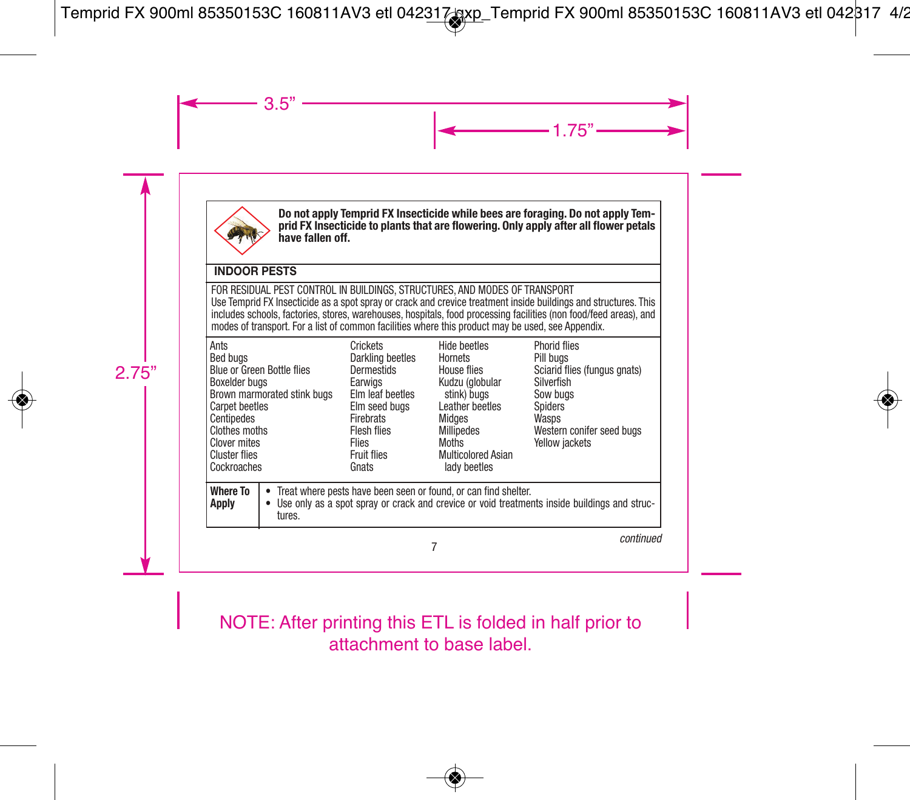**Do not apply Temprid FX Insecticide while bees are foraging. Do not apply Temprid FX Insecticide to plants that are flowering. Only apply after all flower petals have fallen off.**

## INDOOR PESTS

FOR RESIDUAL PEST CONTROL IN BUILDINGS, STRUCTURES, AND MODES OF TRANSPORT
Use Temprid FX Insecticide as a spot spray or crack and crevice treatment inside buildings and structures. This includes schools, factories, stores, warehouses, hospitals, food processing facilities (non food/feed areas), and modes of transport. For a list of common facilities where this product may be used, see Appendix.

| | | | |
|---|---|---|---|
| Ants | Crickets | Hide beetles | Phorid flies |
| Bed bugs | Darkling beetles | Hornets | Pill bugs |
| Blue or Green Bottle flies | Dermestids | House flies | Sciarid flies (fungus gnats) |
| Boxelder bugs | Earwigs | Kudzu (globular stink) bugs | Silverfish |
| Brown marmorated stink bugs | Elm leaf beetles | Leather beetles | Sow bugs |
| Carpet beetles | Elm seed bugs | Midges | Spiders |
| Centipedes | Firebrats | Millipedes | Wasps |
| Clothes moths | Flesh flies | Moths | Western conifer seed bugs |
| Clover mites | Flies | Multicolored Asian lady beetles | Yellow jackets |
| Cluster flies | Fruit flies | | |
| Cockroaches | Gnats | | |

| | |
|---|---|
| **Where To Apply** | • Treat where pests have been seen or found, or can find shelter.<br>• Use only as a spot spray or crack and crevice or void treatments inside buildings and structures. |

*continued*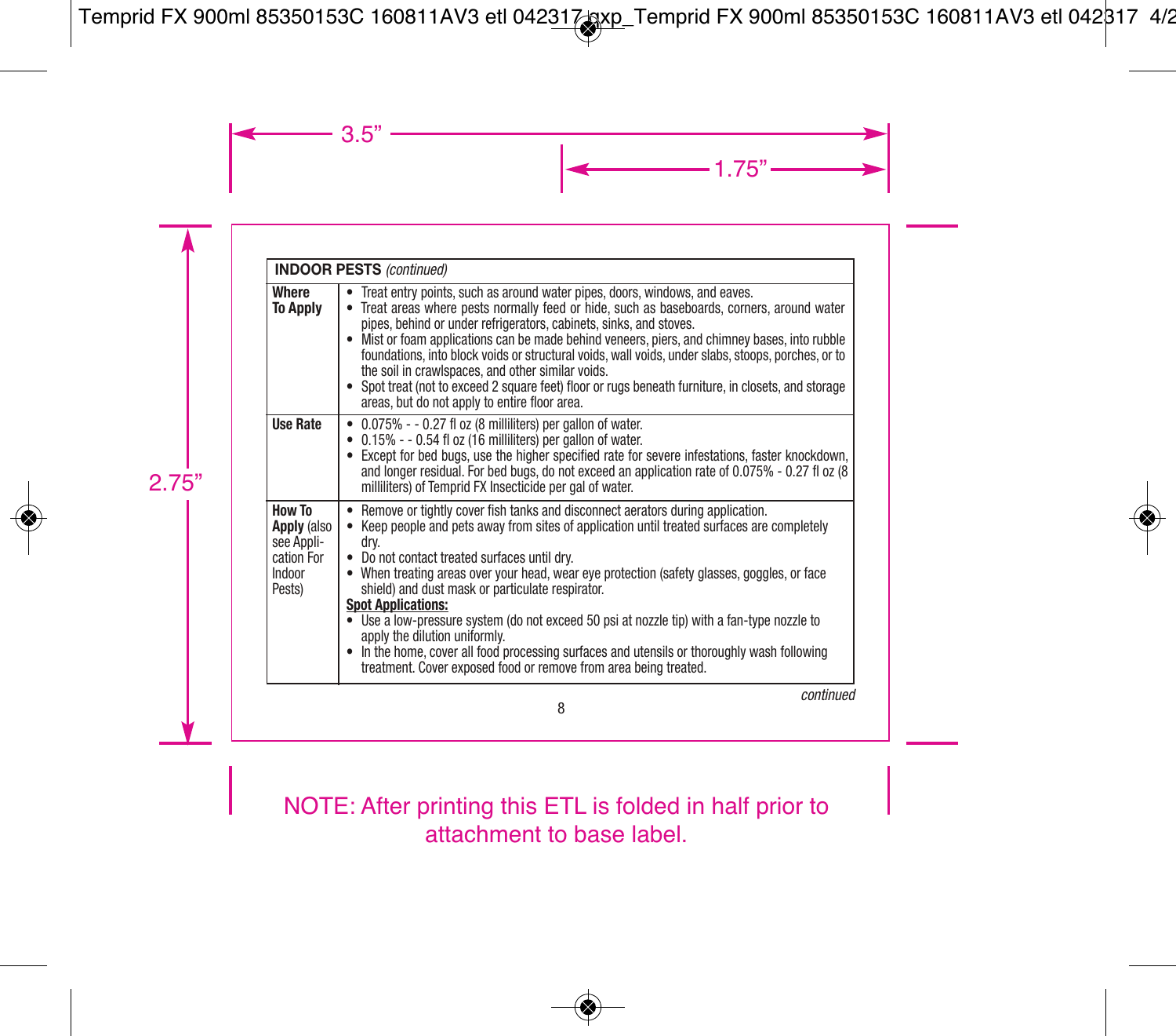| **INDOOR PESTS** *(continued)* | |
|---|---|
| **Where To Apply** | • Treat entry points, such as around water pipes, doors, windows, and eaves.<br>• Treat areas where pests normally feed or hide, such as baseboards, corners, around water pipes, behind or under refrigerators, cabinets, sinks, and stoves.<br>• Mist or foam applications can be made behind veneers, piers, and chimney bases, into rubble foundations, into block voids or structural voids, wall voids, under slabs, stoops, porches, or to the soil in crawlspaces, and other similar voids.<br>• Spot treat (not to exceed 2 square feet) floor or rugs beneath furniture, in closets, and storage areas, but do not apply to entire floor area. |
| **Use Rate** | • 0.075% - - 0.27 fl oz (8 milliliters) per gallon of water.<br>• 0.15% - - 0.54 fl oz (16 milliliters) per gallon of water.<br>• Except for bed bugs, use the higher specified rate for severe infestations, faster knockdown, and longer residual. For bed bugs, do not exceed an application rate of 0.075% - 0.27 fl oz (8 milliliters) of Temprid FX Insecticide per gal of water. |
| **How To Apply** (also see Application For Indoor Pests) | • Remove or tightly cover fish tanks and disconnect aerators during application.<br>• Keep people and pets away from sites of application until treated surfaces are completely dry.<br>• Do not contact treated surfaces until dry.<br>• When treating areas over your head, wear eye protection (safety glasses, goggles, or face shield) and dust mask or particulate respirator.<br>**Spot Applications:**<br>• Use a low-pressure system (do not exceed 50 psi at nozzle tip) with a fan-type nozzle to apply the dilution uniformly.<br>• In the home, cover all food processing surfaces and utensils or thoroughly wash following treatment. Cover exposed food or remove from area being treated. |

*continued*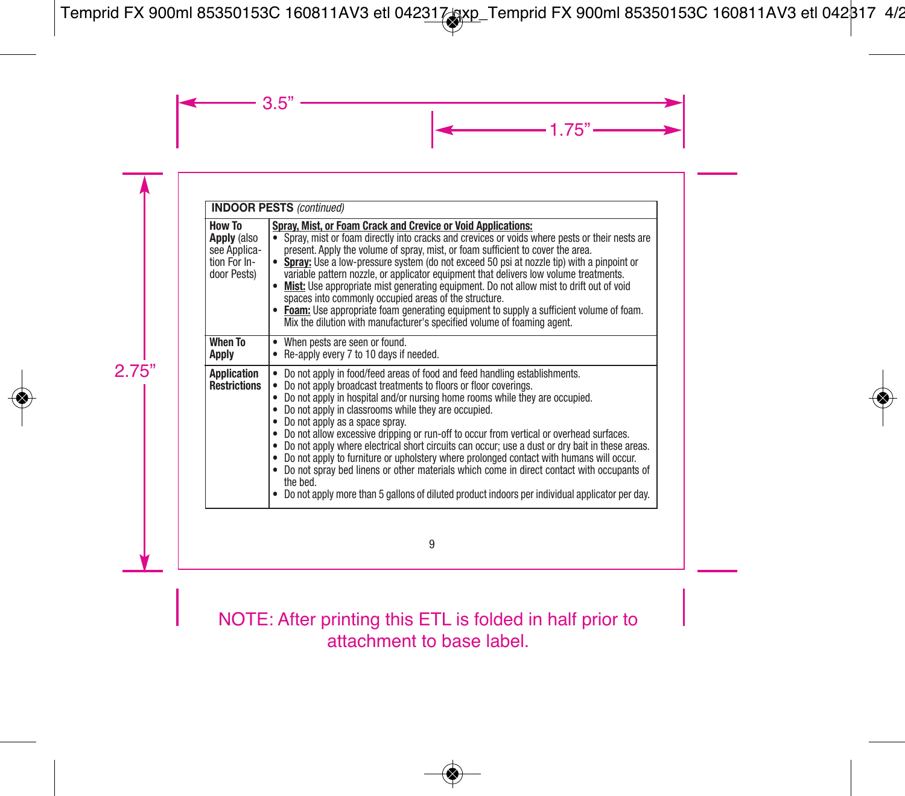| **INDOOR PESTS** *(continued)* | |
|---|---|
| **How To Apply** (also see Application For Indoor Pests) | **Spray, Mist, or Foam Crack and Crevice or Void Applications:**<br>• Spray, mist or foam directly into cracks and crevices or voids where pests or their nests are present. Apply the volume of spray, mist, or foam sufficient to cover the area.<br>• **Spray:** Use a low-pressure system (do not exceed 50 psi at nozzle tip) with a pinpoint or variable pattern nozzle, or applicator equipment that delivers low volume treatments.<br>• **Mist:** Use appropriate mist generating equipment. Do not allow mist to drift out of void spaces into commonly occupied areas of the structure.<br>• **Foam:** Use appropriate foam generating equipment to supply a sufficient volume of foam. Mix the dilution with manufacturer's specified volume of foaming agent. |
| **When To Apply** | • When pests are seen or found.<br>• Re-apply every 7 to 10 days if needed. |
| **Application Restrictions** | • Do not apply in food/feed areas of food and feed handling establishments.<br>• Do not apply broadcast treatments to floors or floor coverings.<br>• Do not apply in hospital and/or nursing home rooms while they are occupied.<br>• Do not apply in classrooms while they are occupied.<br>• Do not apply as a space spray.<br>• Do not allow excessive dripping or run-off to occur from vertical or overhead surfaces.<br>• Do not apply where electrical short circuits can occur; use a dust or dry bait in these areas.<br>• Do not apply to furniture or upholstery where prolonged contact with humans will occur.<br>• Do not spray bed linens or other materials which come in direct contact with occupants of the bed.<br>• Do not apply more than 5 gallons of diluted product indoors per individual applicator per day. |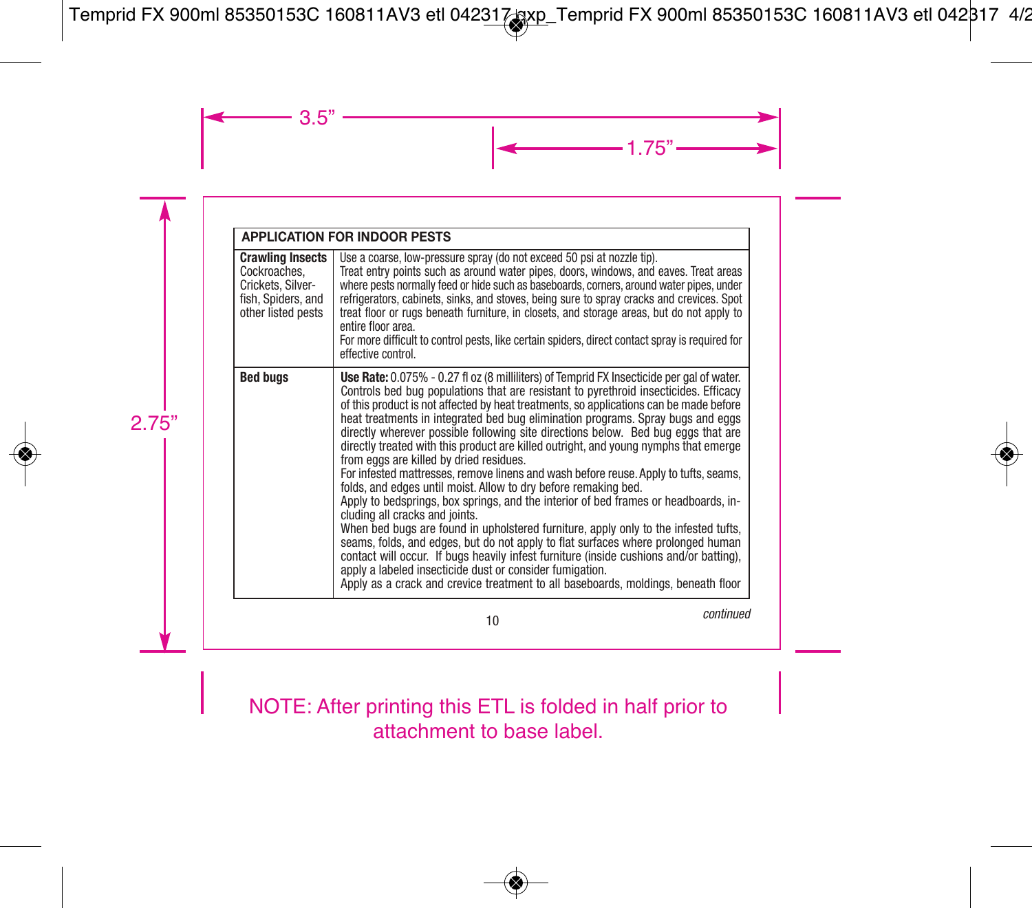| APPLICATION FOR INDOOR PESTS | |
|---|---|
| **Crawling Insects** Cockroaches, Crickets, Silverfish, Spiders, and other listed pests | Use a coarse, low-pressure spray (do not exceed 50 psi at nozzle tip).<br>Treat entry points such as around water pipes, doors, windows, and eaves. Treat areas where pests normally feed or hide such as baseboards, corners, around water pipes, under refrigerators, cabinets, sinks, and stoves, being sure to spray cracks and crevices. Spot treat floor or rugs beneath furniture, in closets, and storage areas, but do not apply to entire floor area.<br>For more difficult to control pests, like certain spiders, direct contact spray is required for effective control. |
| **Bed bugs** | **Use Rate:** 0.075% - 0.27 fl oz (8 milliliters) of Temprid FX Insecticide per gal of water. Controls bed bug populations that are resistant to pyrethroid insecticides. Efficacy of this product is not affected by heat treatments, so applications can be made before heat treatments in integrated bed bug elimination programs. Spray bugs and eggs directly wherever possible following site directions below. Bed bug eggs that are directly treated with this product are killed outright, and young nymphs that emerge from eggs are killed by dried residues.<br>For infested mattresses, remove linens and wash before reuse. Apply to tufts, seams, folds, and edges until moist. Allow to dry before remaking bed.<br>Apply to bedsprings, box springs, and the interior of bed frames or headboards, including all cracks and joints.<br>When bed bugs are found in upholstered furniture, apply only to the infested tufts, seams, folds, and edges, but do not apply to flat surfaces where prolonged human contact will occur. If bugs heavily infest furniture (inside cushions and/or batting), apply a labeled insecticide dust or consider fumigation.<br>Apply as a crack and crevice treatment to all baseboards, moldings, beneath floor |

*continued*

NOTE: After printing this ETL is folded in half prior to attachment to base label.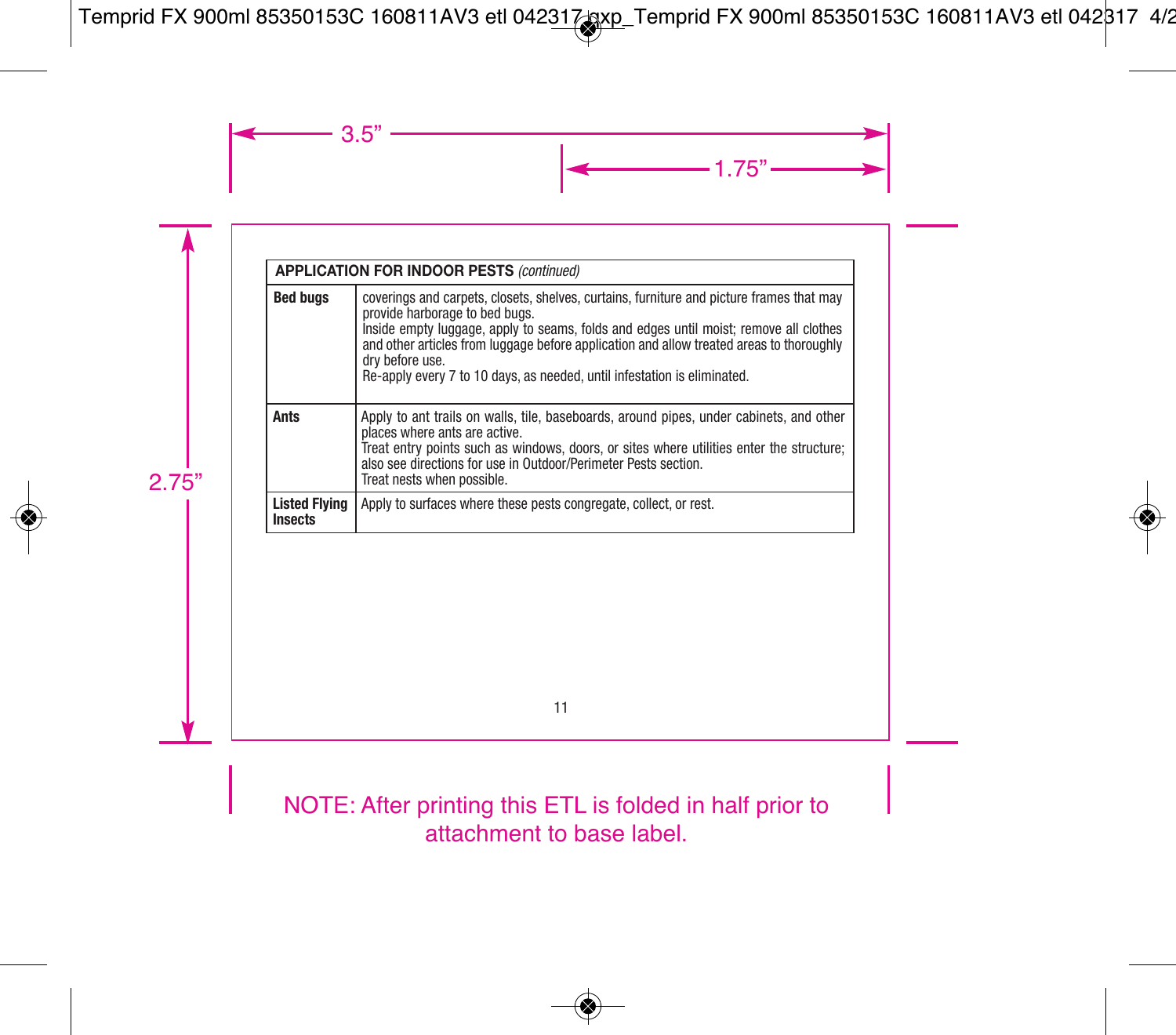| APPLICATION FOR INDOOR PESTS *(continued)* | |
|---|---|
| **Bed bugs** | coverings and carpets, closets, shelves, curtains, furniture and picture frames that may provide harborage to bed bugs.<br>Inside empty luggage, apply to seams, folds and edges until moist; remove all clothes and other articles from luggage before application and allow treated areas to thoroughly dry before use.<br>Re-apply every 7 to 10 days, as needed, until infestation is eliminated. |
| **Ants** | Apply to ant trails on walls, tile, baseboards, around pipes, under cabinets, and other places where ants are active.<br>Treat entry points such as windows, doors, or sites where utilities enter the structure; also see directions for use in Outdoor/Perimeter Pests section.<br>Treat nests when possible. |
| **Listed Flying Insects** | Apply to surfaces where these pests congregate, collect, or rest. |

NOTE: After printing this ETL is folded in half prior to attachment to base label.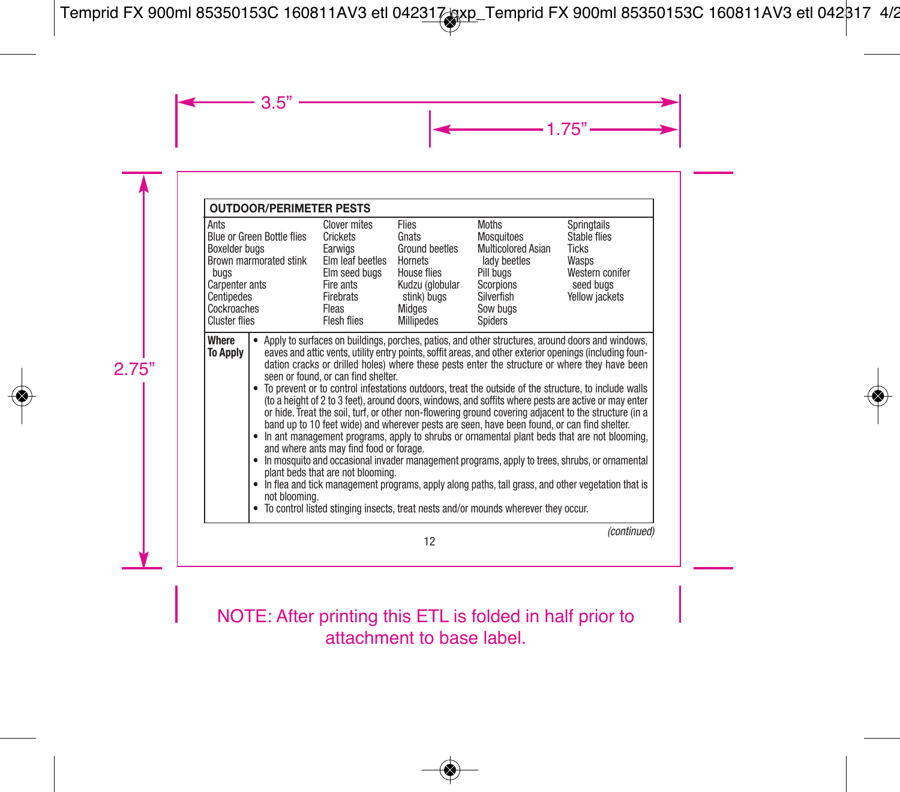| OUTDOOR/PERIMETER PESTS | | | | |
|---|---|---|---|---|
| Ants<br>Blue or Green Bottle flies<br>Boxelder bugs<br>Brown marmorated stink bugs<br>Carpenter ants<br>Centipedes<br>Cockroaches<br>Cluster flies | Clover mites<br>Crickets<br>Earwigs<br>Elm leaf beetles<br>Elm seed bugs<br>Fire ants<br>Firebrats<br>Fleas<br>Flesh flies | Flies<br>Gnats<br>Ground beetles<br>Hornets<br>House flies<br>Kudzu (globular stink) bugs<br>Midges<br>Millipedes | Moths<br>Mosquitoes<br>Multicolored Asian lady beetles<br>Pill bugs<br>Scorpions<br>Silverfish<br>Sow bugs<br>Spiders | Springtails<br>Stable flies<br>Ticks<br>Wasps<br>Western conifer seed bugs<br>Yellow jackets |

**Where To Apply**

- Apply to surfaces on buildings, porches, patios, and other structures, around doors and windows, eaves and attic vents, utility entry points, soffit areas, and other exterior openings (including foundation cracks or drilled holes) where these pests enter the structure or where they have been seen or found, or can find shelter.
- To prevent or to control infestations outdoors, treat the outside of the structure, to include walls (to a height of 2 to 3 feet), around doors, windows, and soffits where pests are active or may enter or hide. Treat the soil, turf, or other non-flowering ground covering adjacent to the structure (in a band up to 10 feet wide) and wherever pests are seen, have been found, or can find shelter.
- In ant management programs, apply to shrubs or ornamental plant beds that are not blooming, and where ants may find food or forage.
- In mosquito and occasional invader management programs, apply to trees, shrubs, or ornamental plant beds that are not blooming.
- In flea and tick management programs, apply along paths, tall grass, and other vegetation that is not blooming.
- To control listed stinging insects, treat nests and/or mounds wherever they occur.

*(continued)*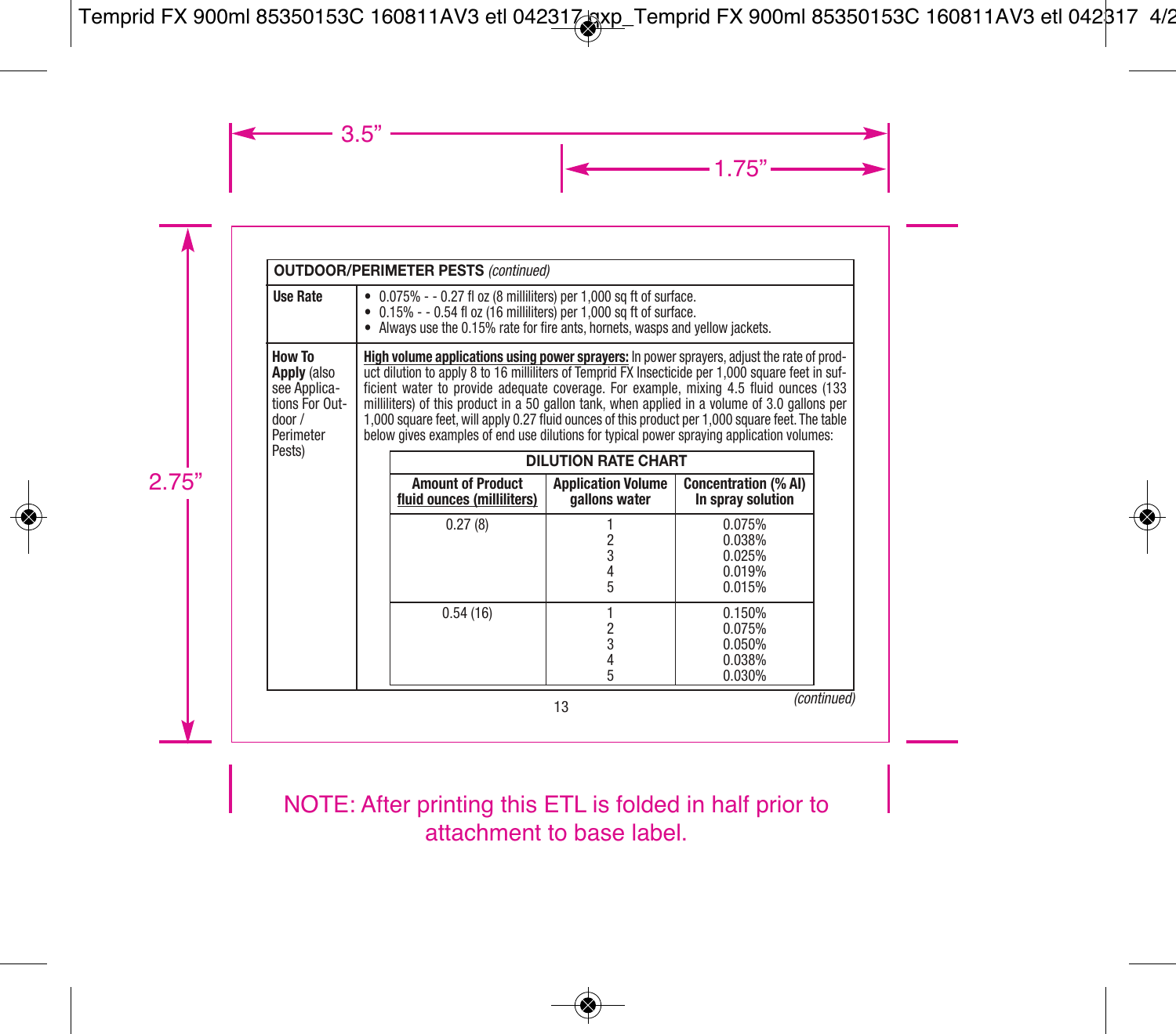**OUTDOOR/PERIMETER PESTS** *(continued)*

**Use Rate**

- 0.075% - - 0.27 fl oz (8 milliliters) per 1,000 sq ft of surface.
- 0.15% - - 0.54 fl oz (16 milliliters) per 1,000 sq ft of surface.
- Always use the 0.15% rate for fire ants, hornets, wasps and yellow jackets.

**How To Apply** (also see Applications For Outdoor / Perimeter Pests)

**High volume applications using power sprayers:** In power sprayers, adjust the rate of product dilution to apply 8 to 16 milliliters of Temprid FX Insecticide per 1,000 square feet in sufficient water to provide adequate coverage. For example, mixing 4.5 fluid ounces (133 milliliters) of this product in a 50 gallon tank, when applied in a volume of 3.0 gallons per 1,000 square feet, will apply 0.27 fluid ounces of this product per 1,000 square feet. The table below gives examples of end use dilutions for typical power spraying application volumes:

**DILUTION RATE CHART**

| Amount of Product fluid ounces (milliliters) | Application Volume gallons water | Concentration (% AI) In spray solution |
|---|---|---|
| 0.27 (8) | 1 | 0.075% |
| | 2 | 0.038% |
| | 3 | 0.025% |
| | 4 | 0.019% |
| | 5 | 0.015% |
| 0.54 (16) | 1 | 0.150% |
| | 2 | 0.075% |
| | 3 | 0.050% |
| | 4 | 0.038% |
| | 5 | 0.030% |

*(continued)*

NOTE: After printing this ETL is folded in half prior to attachment to base label.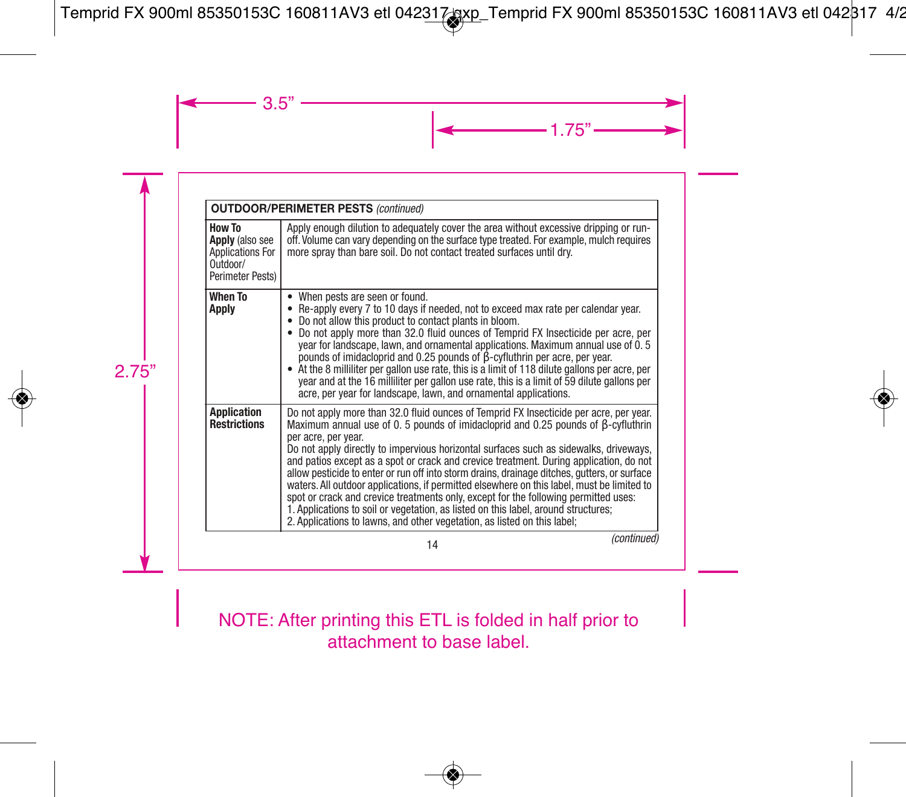| OUTDOOR/PERIMETER PESTS *(continued)* | |
|---|---|
| **How To Apply** (also see Applications For Outdoor/ Perimeter Pests) | Apply enough dilution to adequately cover the area without excessive dripping or run-off. Volume can vary depending on the surface type treated. For example, mulch requires more spray than bare soil. Do not contact treated surfaces until dry. |
| **When To Apply** | • When pests are seen or found.<br>• Re-apply every 7 to 10 days if needed, not to exceed max rate per calendar year.<br>• Do not allow this product to contact plants in bloom.<br>• Do not apply more than 32.0 fluid ounces of Temprid FX Insecticide per acre, per year for landscape, lawn, and ornamental applications. Maximum annual use of 0. 5 pounds of imidacloprid and 0.25 pounds of β-cyfluthrin per acre, per year.<br>• At the 8 milliliter per gallon use rate, this is a limit of 118 dilute gallons per acre, per year and at the 16 milliliter per gallon use rate, this is a limit of 59 dilute gallons per acre, per year for landscape, lawn, and ornamental applications. |
| **Application Restrictions** | Do not apply more than 32.0 fluid ounces of Temprid FX Insecticide per acre, per year. Maximum annual use of 0. 5 pounds of imidacloprid and 0.25 pounds of β-cyfluthrin per acre, per year.<br>Do not apply directly to impervious horizontal surfaces such as sidewalks, driveways, and patios except as a spot or crack and crevice treatment. During application, do not allow pesticide to enter or run off into storm drains, drainage ditches, gutters, or surface waters. All outdoor applications, if permitted elsewhere on this label, must be limited to spot or crack and crevice treatments only, except for the following permitted uses:<br>1. Applications to soil or vegetation, as listed on this label, around structures;<br>2. Applications to lawns, and other vegetation, as listed on this label; |

*(continued)*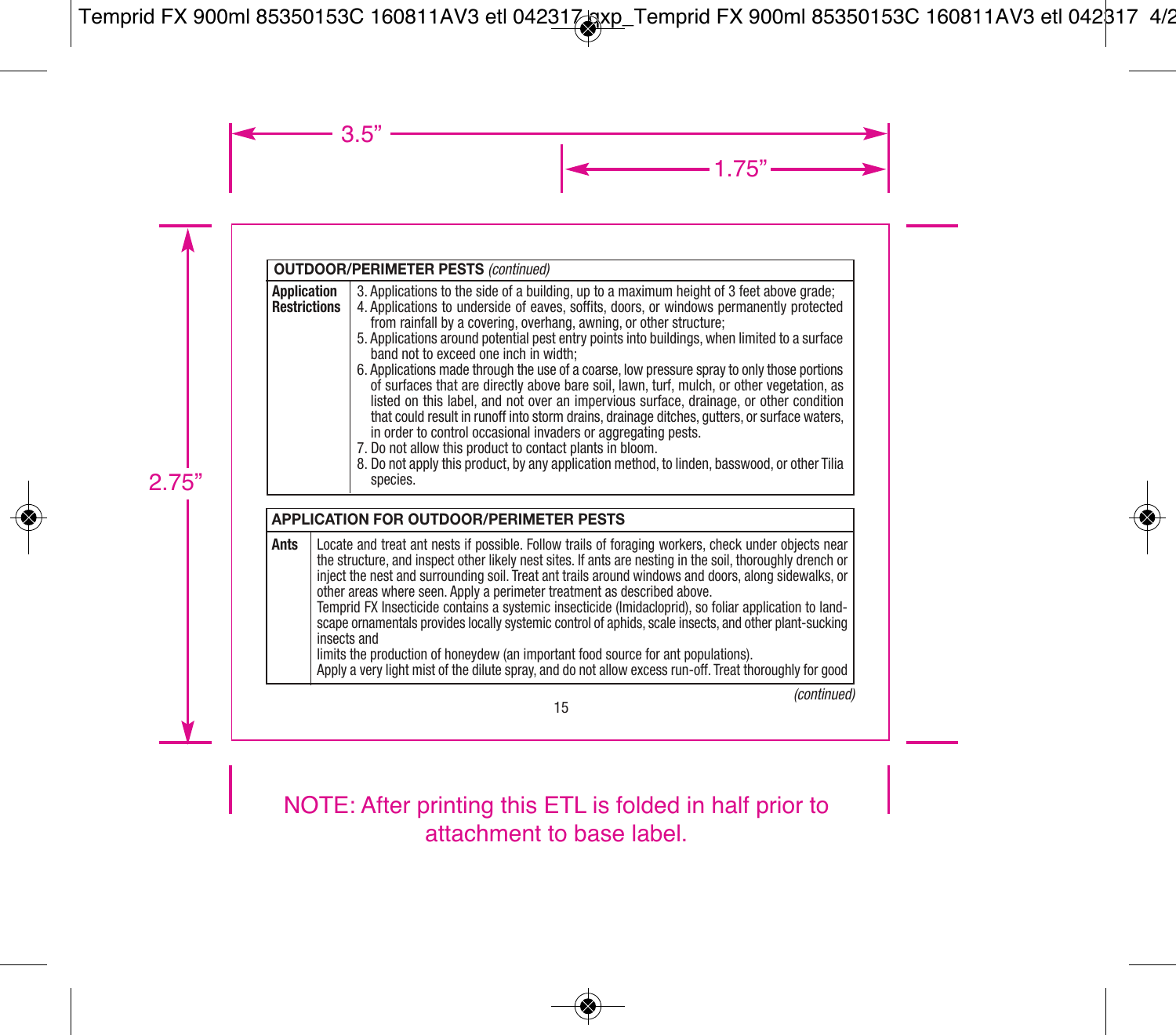| OUTDOOR/PERIMETER PESTS *(continued)* | |
|---|---|
| **Application Restrictions** | 3. Applications to the side of a building, up to a maximum height of 3 feet above grade;<br>4. Applications to underside of eaves, soffits, doors, or windows permanently protected from rainfall by a covering, overhang, awning, or other structure;<br>5. Applications around potential pest entry points into buildings, when limited to a surface band not to exceed one inch in width;<br>6. Applications made through the use of a coarse, low pressure spray to only those portions of surfaces that are directly above bare soil, lawn, turf, mulch, or other vegetation, as listed on this label, and not over an impervious surface, drainage, or other condition that could result in runoff into storm drains, drainage ditches, gutters, or surface waters, in order to control occasional invaders or aggregating pests.<br>7. Do not allow this product to contact plants in bloom.<br>8. Do not apply this product, by any application method, to linden, basswood, or other Tilia species. |

| APPLICATION FOR OUTDOOR/PERIMETER PESTS | |
|---|---|
| **Ants** | Locate and treat ant nests if possible. Follow trails of foraging workers, check under objects near the structure, and inspect other likely nest sites. If ants are nesting in the soil, thoroughly drench or inject the nest and surrounding soil. Treat ant trails around windows and doors, along sidewalks, or other areas where seen. Apply a perimeter treatment as described above.<br>Temprid FX Insecticide contains a systemic insecticide (Imidacloprid), so foliar application to landscape ornamentals provides locally systemic control of aphids, scale insects, and other plant-sucking insects and<br>limits the production of honeydew (an important food source for ant populations).<br>Apply a very light mist of the dilute spray, and do not allow excess run-off. Treat thoroughly for good |

*(continued)*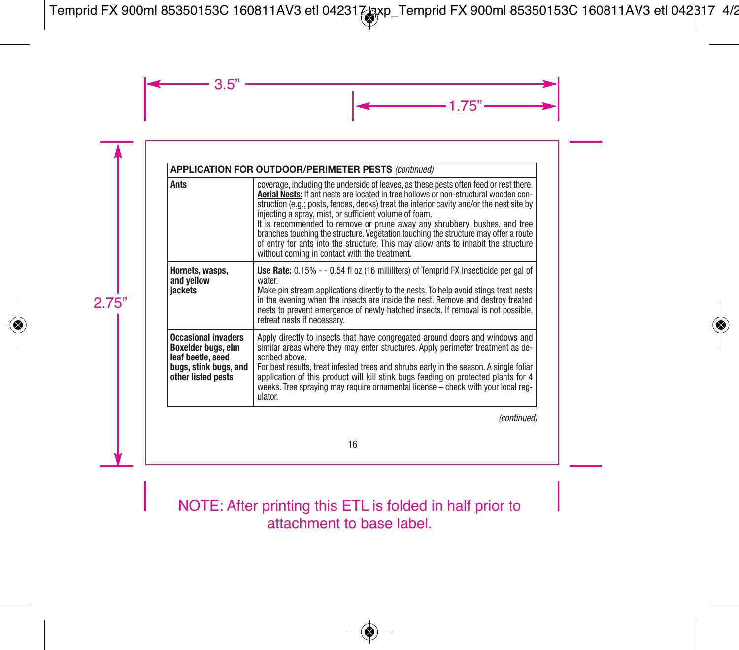| APPLICATION FOR OUTDOOR/PERIMETER PESTS *(continued)* | |
|---|---|
| **Ants** | coverage, including the underside of leaves, as these pests often feed or rest there. **Aerial Nests:** If ant nests are located in tree hollows or non-structural wooden construction (e.g.; posts, fences, decks) treat the interior cavity and/or the nest site by injecting a spray, mist, or sufficient volume of foam. It is recommended to remove or prune away any shrubbery, bushes, and tree branches touching the structure. Vegetation touching the structure may offer a route of entry for ants into the structure. This may allow ants to inhabit the structure without coming in contact with the treatment. |
| **Hornets, wasps, and yellow jackets** | **Use Rate:** 0.15% - - 0.54 fl oz (16 milliliters) of Temprid FX Insecticide per gal of water. Make pin stream applications directly to the nests. To help avoid stings treat nests in the evening when the insects are inside the nest. Remove and destroy treated nests to prevent emergence of newly hatched insects. If removal is not possible, retreat nests if necessary. |
| **Occasional invaders Boxelder bugs, elm leaf beetle, seed bugs, stink bugs, and other listed pests** | Apply directly to insects that have congregated around doors and windows and similar areas where they may enter structures. Apply perimeter treatment as described above. For best results, treat infested trees and shrubs early in the season. A single foliar application of this product will kill stink bugs feeding on protected plants for 4 weeks. Tree spraying may require ornamental license – check with your local regulator. |

*(continued)*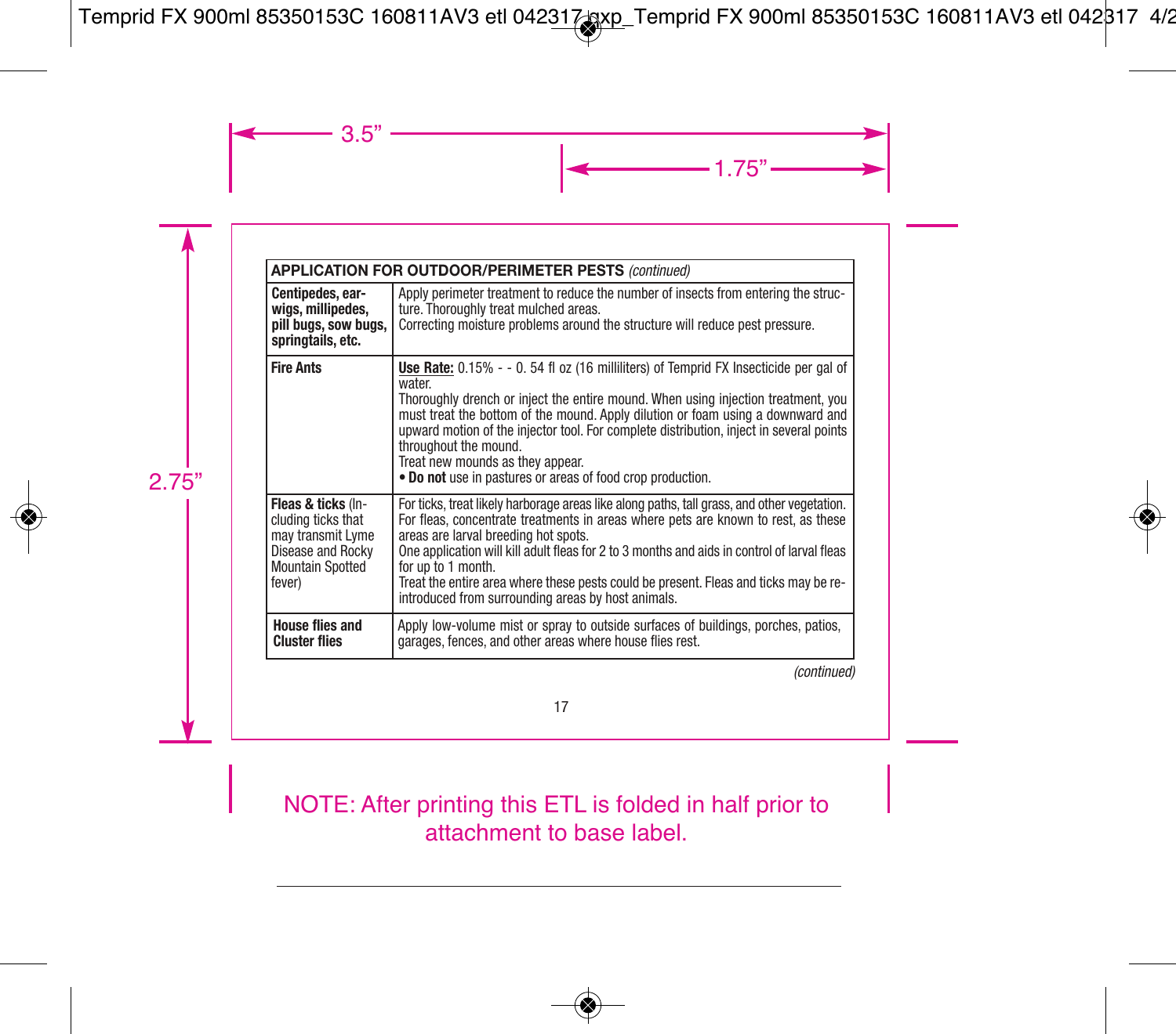| **APPLICATION FOR OUTDOOR/PERIMETER PESTS** *(continued)* | |
|---|---|
| **Centipedes, earwigs, millipedes, pill bugs, sow bugs, springtails, etc.** | Apply perimeter treatment to reduce the number of insects from entering the structure. Thoroughly treat mulched areas.<br>Correcting moisture problems around the structure will reduce pest pressure. |
| **Fire Ants** | **Use Rate:** 0.15% - - 0. 54 fl oz (16 milliliters) of Temprid FX Insecticide per gal of water.<br>Thoroughly drench or inject the entire mound. When using injection treatment, you must treat the bottom of the mound. Apply dilution or foam using a downward and upward motion of the injector tool. For complete distribution, inject in several points throughout the mound.<br>Treat new mounds as they appear.<br>• **Do not** use in pastures or areas of food crop production. |
| **Fleas & ticks** (Including ticks that may transmit Lyme Disease and Rocky Mountain Spotted fever) | For ticks, treat likely harborage areas like along paths, tall grass, and other vegetation.<br>For fleas, concentrate treatments in areas where pets are known to rest, as these areas are larval breeding hot spots.<br>One application will kill adult fleas for 2 to 3 months and aids in control of larval fleas for up to 1 month.<br>Treat the entire area where these pests could be present. Fleas and ticks may be reintroduced from surrounding areas by host animals. |
| **House flies and Cluster flies** | Apply low-volume mist or spray to outside surfaces of buildings, porches, patios, garages, fences, and other areas where house flies rest. |

*(continued)*

NOTE: After printing this ETL is folded in half prior to attachment to base label.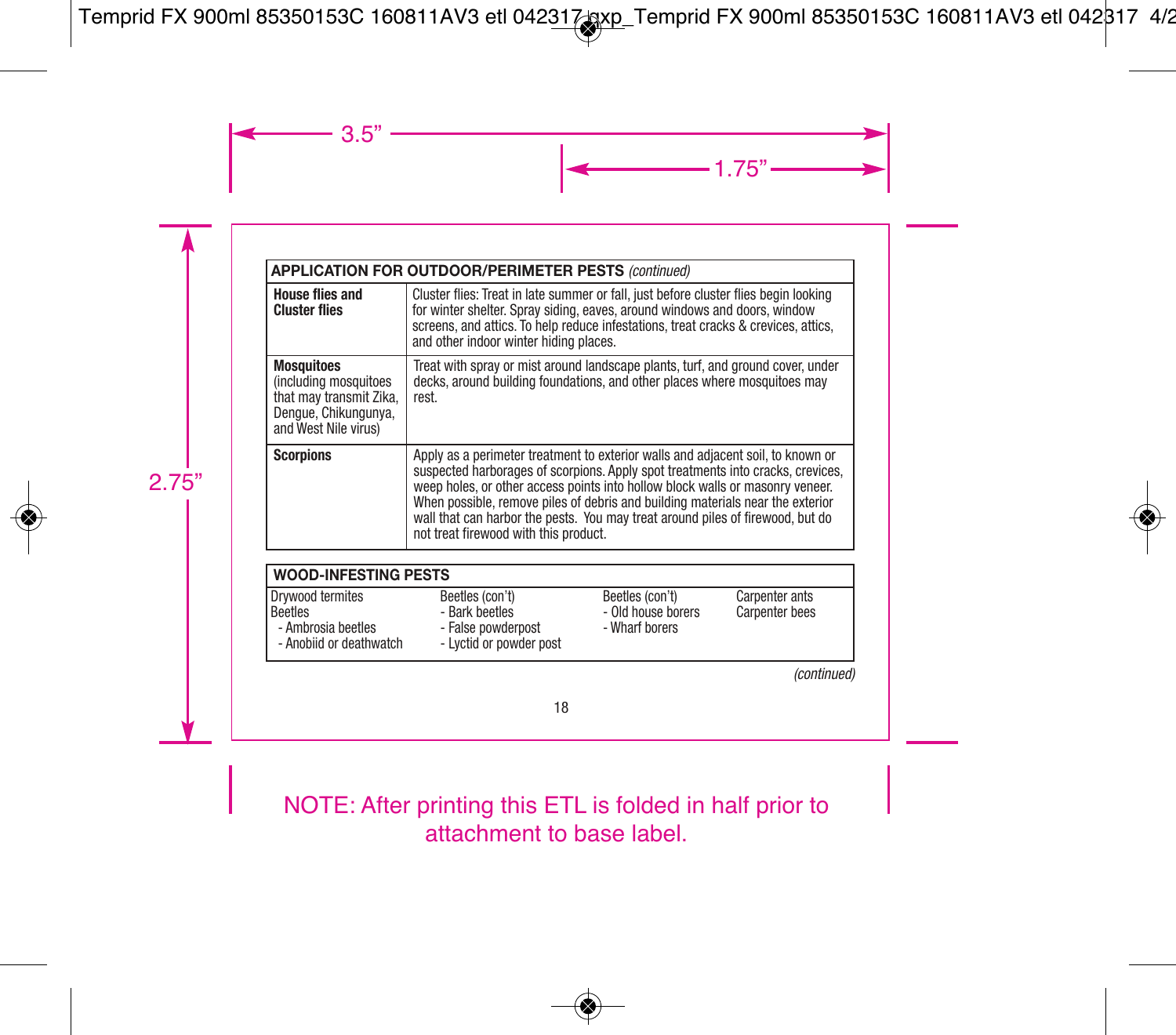| **APPLICATION FOR OUTDOOR/PERIMETER PESTS** *(continued)* | |
|---|---|
| **House flies and Cluster flies** | Cluster flies: Treat in late summer or fall, just before cluster flies begin looking for winter shelter. Spray siding, eaves, around windows and doors, window screens, and attics. To help reduce infestations, treat cracks & crevices, attics, and other indoor winter hiding places. |
| **Mosquitoes** (including mosquitoes that may transmit Zika, Dengue, Chikungunya, and West Nile virus) | Treat with spray or mist around landscape plants, turf, and ground cover, under decks, around building foundations, and other places where mosquitoes may rest. |
| **Scorpions** | Apply as a perimeter treatment to exterior walls and adjacent soil, to known or suspected harborages of scorpions. Apply spot treatments into cracks, crevices, weep holes, or other access points into hollow block walls or masonry veneer. When possible, remove piles of debris and building materials near the exterior wall that can harbor the pests. You may treat around piles of firewood, but do not treat firewood with this product. |

| **WOOD-INFESTING PESTS** | | | |
|---|---|---|---|
| Drywood termites<br>Beetles<br>- Ambrosia beetles<br>- Anobiid or deathwatch | Beetles (con't)<br>- Bark beetles<br>- False powderpost<br>- Lyctid or powder post | Beetles (con't)<br>- Old house borers<br>- Wharf borers | Carpenter ants<br>Carpenter bees |

*(continued)*

NOTE: After printing this ETL is folded in half prior to attachment to base label.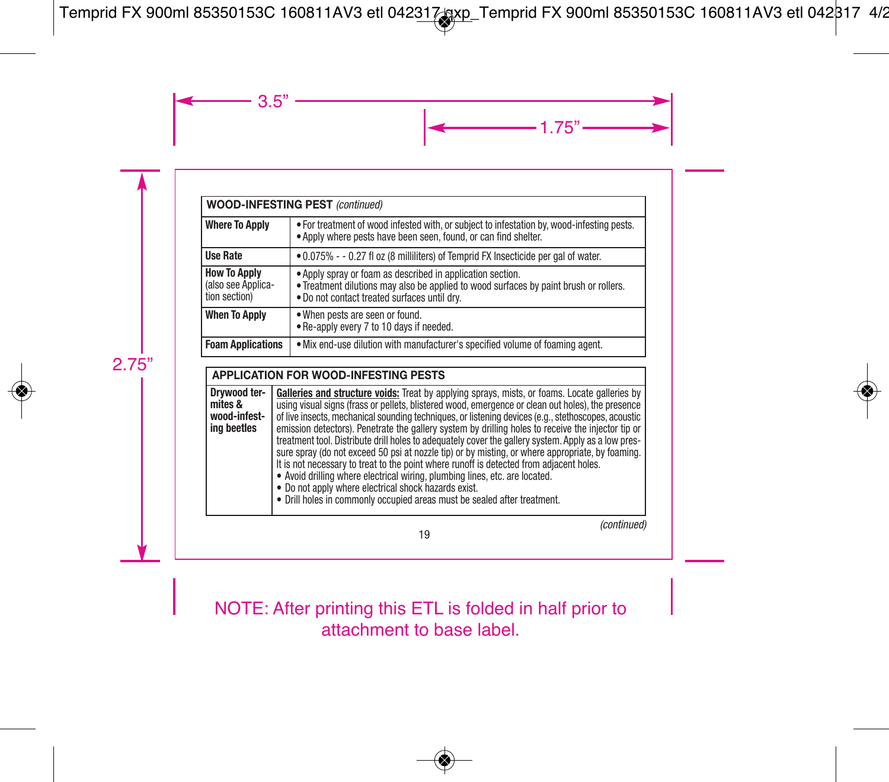| **WOOD-INFESTING PEST** *(continued)* | |
|---|---|
| **Where To Apply** | • For treatment of wood infested with, or subject to infestation by, wood-infesting pests.<br>• Apply where pests have been seen, found, or can find shelter. |
| **Use Rate** | • 0.075% - - 0.27 fl oz (8 milliliters) of Temprid FX Insecticide per gal of water. |
| **How To Apply** (also see Application section) | • Apply spray or foam as described in application section.<br>• Treatment dilutions may also be applied to wood surfaces by paint brush or rollers.<br>• Do not contact treated surfaces until dry. |
| **When To Apply** | • When pests are seen or found.<br>• Re-apply every 7 to 10 days if needed. |
| **Foam Applications** | • Mix end-use dilution with manufacturer's specified volume of foaming agent. |

| **APPLICATION FOR WOOD-INFESTING PESTS** | |
|---|---|
| **Drywood termites & wood-infesting beetles** | **Galleries and structure voids:** Treat by applying sprays, mists, or foams. Locate galleries by using visual signs (frass or pellets, blistered wood, emergence or clean out holes), the presence of live insects, mechanical sounding techniques, or listening devices (e.g., stethoscopes, acoustic emission detectors). Penetrate the gallery system by drilling holes to receive the injector tip or treatment tool. Distribute drill holes to adequately cover the gallery system. Apply as a low pressure spray (do not exceed 50 psi at nozzle tip) or by misting, or where appropriate, by foaming. It is not necessary to treat to the point where runoff is detected from adjacent holes.<br>• Avoid drilling where electrical wiring, plumbing lines, etc. are located.<br>• Do not apply where electrical shock hazards exist.<br>• Drill holes in commonly occupied areas must be sealed after treatment. |

*(continued)*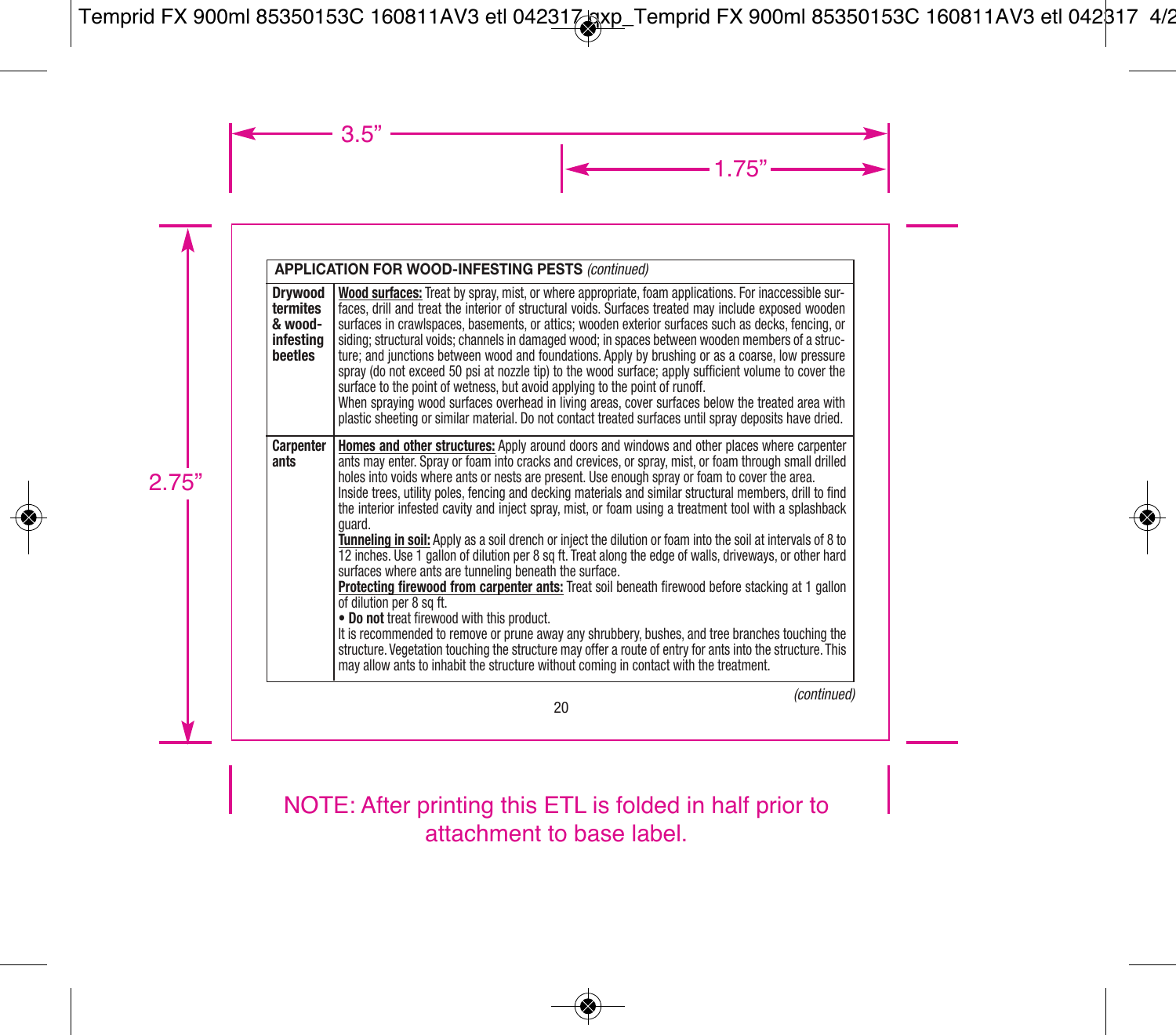| APPLICATION FOR WOOD-INFESTING PESTS *(continued)* | |
|---|---|
| **Drywood termites & wood-infesting beetles** | **Wood surfaces:** Treat by spray, mist, or where appropriate, foam applications. For inaccessible surfaces, drill and treat the interior of structural voids. Surfaces treated may include exposed wooden surfaces in crawlspaces, basements, or attics; wooden exterior surfaces such as decks, fencing, or siding; structural voids; channels in damaged wood; in spaces between wooden members of a structure; and junctions between wood and foundations. Apply by brushing or as a coarse, low pressure spray (do not exceed 50 psi at nozzle tip) to the wood surface; apply sufficient volume to cover the surface to the point of wetness, but avoid applying to the point of runoff.<br>When spraying wood surfaces overhead in living areas, cover surfaces below the treated area with plastic sheeting or similar material. Do not contact treated surfaces until spray deposits have dried. |
| **Carpenter ants** | **Homes and other structures:** Apply around doors and windows and other places where carpenter ants may enter. Spray or foam into cracks and crevices, or spray, mist, or foam through small drilled holes into voids where ants or nests are present. Use enough spray or foam to cover the area.<br>Inside trees, utility poles, fencing and decking materials and similar structural members, drill to find the interior infested cavity and inject spray, mist, or foam using a treatment tool with a splashback guard.<br>**Tunneling in soil:** Apply as a soil drench or inject the dilution or foam into the soil at intervals of 8 to 12 inches. Use 1 gallon of dilution per 8 sq ft. Treat along the edge of walls, driveways, or other hard surfaces where ants are tunneling beneath the surface.<br>**Protecting firewood from carpenter ants:** Treat soil beneath firewood before stacking at 1 gallon of dilution per 8 sq ft.<br>• **Do not** treat firewood with this product.<br>It is recommended to remove or prune away any shrubbery, bushes, and tree branches touching the structure. Vegetation touching the structure may offer a route of entry for ants into the structure. This may allow ants to inhabit the structure without coming in contact with the treatment. |

*(continued)*

NOTE: After printing this ETL is folded in half prior to attachment to base label.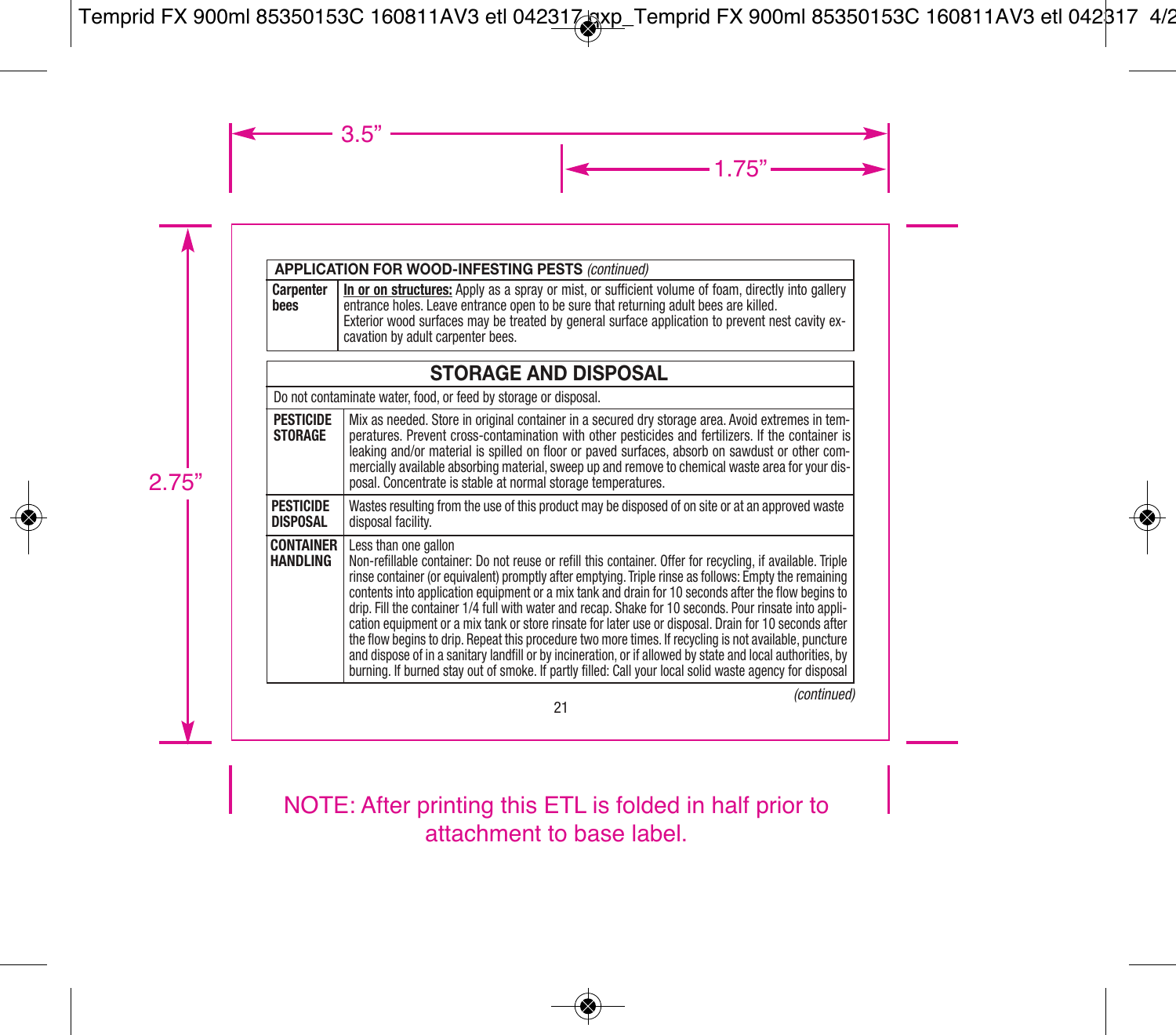| **APPLICATION FOR WOOD-INFESTING PESTS** *(continued)* | |
|---|---|
| **Carpenter bees** | **In or on structures:** Apply as a spray or mist, or sufficient volume of foam, directly into gallery entrance holes. Leave entrance open to be sure that returning adult bees are killed. Exterior wood surfaces may be treated by general surface application to prevent nest cavity excavation by adult carpenter bees. |

## STORAGE AND DISPOSAL

Do not contaminate water, food, or feed by storage or disposal.

| | |
|---|---|
| **PESTICIDE STORAGE** | Mix as needed. Store in original container in a secured dry storage area. Avoid extremes in temperatures. Prevent cross-contamination with other pesticides and fertilizers. If the container is leaking and/or material is spilled on floor or paved surfaces, absorb on sawdust or other commercially available absorbing material, sweep up and remove to chemical waste area for your disposal. Concentrate is stable at normal storage temperatures. |
| **PESTICIDE DISPOSAL** | Wastes resulting from the use of this product may be disposed of on site or at an approved waste disposal facility. |
| **CONTAINER HANDLING** | Less than one gallon<br>Non-refillable container: Do not reuse or refill this container. Offer for recycling, if available. Triple rinse container (or equivalent) promptly after emptying. Triple rinse as follows: Empty the remaining contents into application equipment or a mix tank and drain for 10 seconds after the flow begins to drip. Fill the container 1/4 full with water and recap. Shake for 10 seconds. Pour rinsate into application equipment or a mix tank or store rinsate for later use or disposal. Drain for 10 seconds after the flow begins to drip. Repeat this procedure two more times. If recycling is not available, puncture and dispose of in a sanitary landfill or by incineration, or if allowed by state and local authorities, by burning. If burned stay out of smoke. If partly filled: Call your local solid waste agency for disposal |

*(continued)*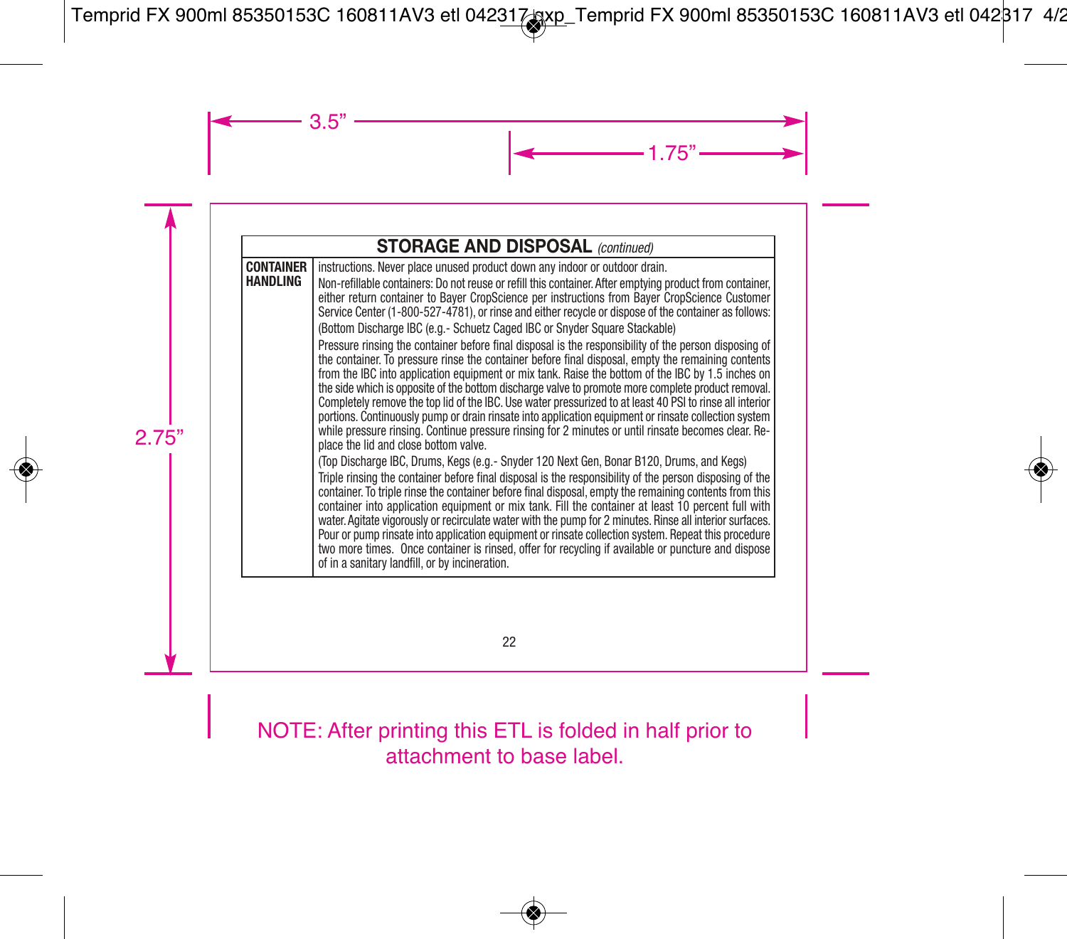| STORAGE AND DISPOSAL *(continued)* | |
|---|---|
| **CONTAINER HANDLING** | instructions. Never place unused product down any indoor or outdoor drain.<br>Non-refillable containers: Do not reuse or refill this container. After emptying product from container, either return container to Bayer CropScience per instructions from Bayer CropScience Customer Service Center (1-800-527-4781), or rinse and either recycle or dispose of the container as follows:<br>(Bottom Discharge IBC (e.g.- Schuetz Caged IBC or Snyder Square Stackable)<br>Pressure rinsing the container before final disposal is the responsibility of the person disposing of the container. To pressure rinse the container before final disposal, empty the remaining contents from the IBC into application equipment or mix tank. Raise the bottom of the IBC by 1.5 inches on the side which is opposite of the bottom discharge valve to promote more complete product removal. Completely remove the top lid of the IBC. Use water pressurized to at least 40 PSI to rinse all interior portions. Continuously pump or drain rinsate into application equipment or rinsate collection system while pressure rinsing. Continue pressure rinsing for 2 minutes or until rinsate becomes clear. Replace the lid and close bottom valve.<br>(Top Discharge IBC, Drums, Kegs (e.g.- Snyder 120 Next Gen, Bonar B120, Drums, and Kegs)<br>Triple rinsing the container before final disposal is the responsibility of the person disposing of the container. To triple rinse the container before final disposal, empty the remaining contents from this container into application equipment or mix tank. Fill the container at least 10 percent full with water. Agitate vigorously or recirculate water with the pump for 2 minutes. Rinse all interior surfaces. Pour or pump rinsate into application equipment or rinsate collection system. Repeat this procedure two more times. Once container is rinsed, offer for recycling if available or puncture and dispose of in a sanitary landfill, or by incineration. |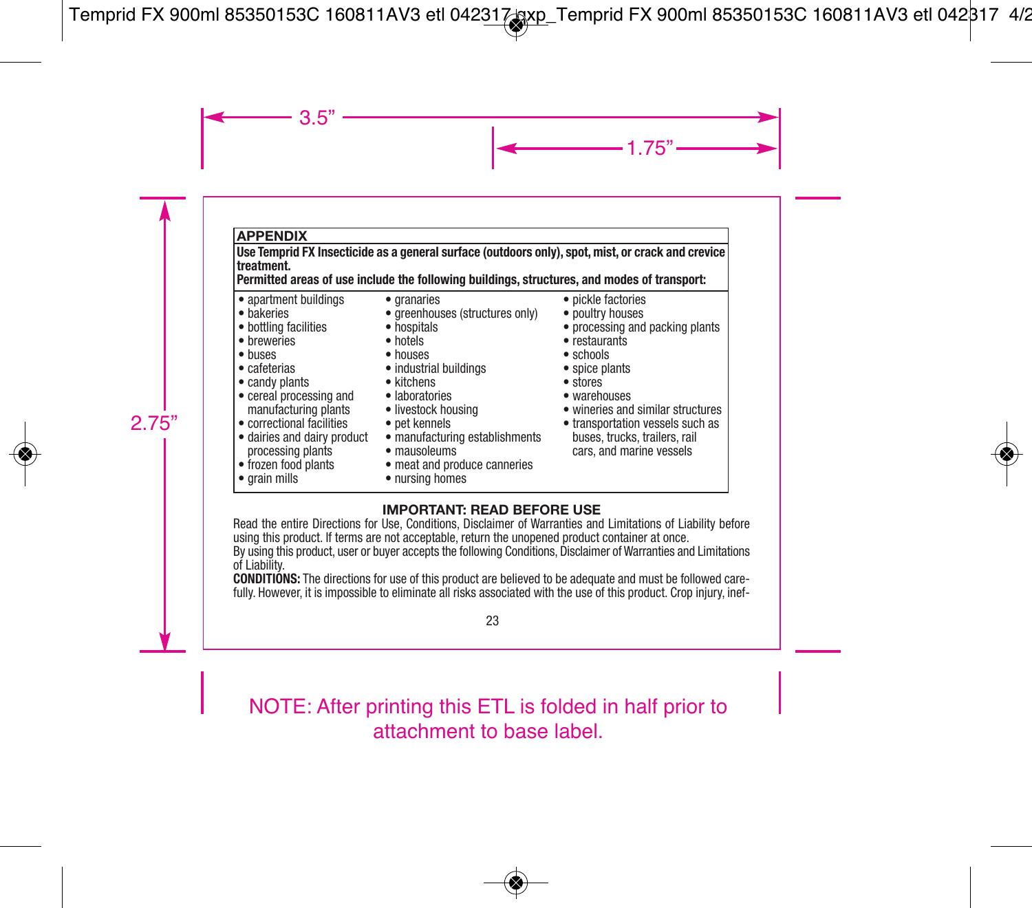## APPENDIX

**Use Temprid FX Insecticide as a general surface (outdoors only), spot, mist, or crack and crevice treatment.**

**Permitted areas of use include the following buildings, structures, and modes of transport:**

- apartment buildings
- bakeries
- bottling facilities
- breweries
- buses
- cafeterias
- candy plants
- cereal processing and manufacturing plants
- correctional facilities
- dairies and dairy product processing plants
- frozen food plants
- grain mills
- granaries
- greenhouses (structures only)
- hospitals
- hotels
- houses
- industrial buildings
- kitchens
- laboratories
- livestock housing
- pet kennels
- manufacturing establishments
- mausoleums
- meat and produce canneries
- nursing homes
- pickle factories
- poultry houses
- processing and packing plants
- restaurants
- schools
- spice plants
- stores
- warehouses
- wineries and similar structures
- transportation vessels such as buses, trucks, trailers, rail cars, and marine vessels

### IMPORTANT: READ BEFORE USE

Read the entire Directions for Use, Conditions, Disclaimer of Warranties and Limitations of Liability before using this product. If terms are not acceptable, return the unopened product container at once.

By using this product, user or buyer accepts the following Conditions, Disclaimer of Warranties and Limitations of Liability.

**CONDITIONS:** The directions for use of this product are believed to be adequate and must be followed carefully. However, it is impossible to eliminate all risks associated with the use of this product. Crop injury, inef-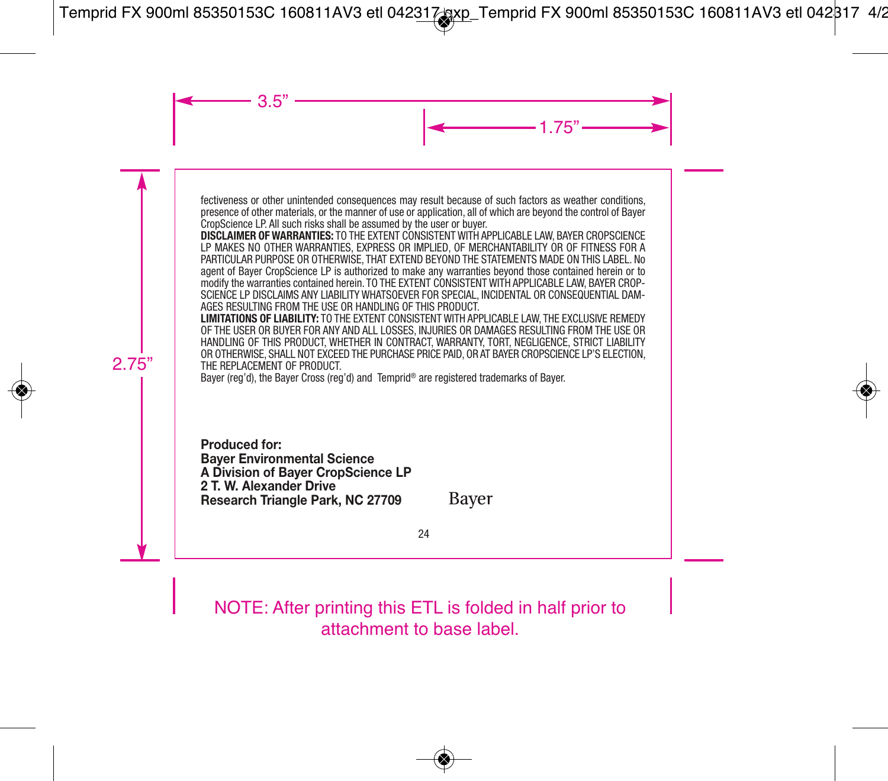fectiveness or other unintended consequences may result because of such factors as weather conditions, presence of other materials, or the manner of use or application, all of which are beyond the control of Bayer CropScience LP. All such risks shall be assumed by the user or buyer.

**DISCLAIMER OF WARRANTIES:** TO THE EXTENT CONSISTENT WITH APPLICABLE LAW, BAYER CROPSCIENCE LP MAKES NO OTHER WARRANTIES, EXPRESS OR IMPLIED, OF MERCHANTABILITY OR OF FITNESS FOR A PARTICULAR PURPOSE OR OTHERWISE, THAT EXTEND BEYOND THE STATEMENTS MADE ON THIS LABEL. No agent of Bayer CropScience LP is authorized to make any warranties beyond those contained herein or to modify the warranties contained herein. TO THE EXTENT CONSISTENT WITH APPLICABLE LAW, BAYER CROPSCIENCE LP DISCLAIMS ANY LIABILITY WHATSOEVER FOR SPECIAL, INCIDENTAL OR CONSEQUENTIAL DAMAGES RESULTING FROM THE USE OR HANDLING OF THIS PRODUCT.

**LIMITATIONS OF LIABILITY:** TO THE EXTENT CONSISTENT WITH APPLICABLE LAW, THE EXCLUSIVE REMEDY OF THE USER OR BUYER FOR ANY AND ALL LOSSES, INJURIES OR DAMAGES RESULTING FROM THE USE OR HANDLING OF THIS PRODUCT, WHETHER IN CONTRACT, WARRANTY, TORT, NEGLIGENCE, STRICT LIABILITY OR OTHERWISE, SHALL NOT EXCEED THE PURCHASE PRICE PAID, OR AT BAYER CROPSCIENCE LP'S ELECTION, THE REPLACEMENT OF PRODUCT.

Bayer (reg'd), the Bayer Cross (reg'd) and Temprid® are registered trademarks of Bayer.

**Produced for:**
**Bayer Environmental Science**
**A Division of Bayer CropScience LP**
**2 T. W. Alexander Drive**
**Research Triangle Park, NC 27709**

Bayer

NOTE: After printing this ETL is folded in half prior to attachment to base label.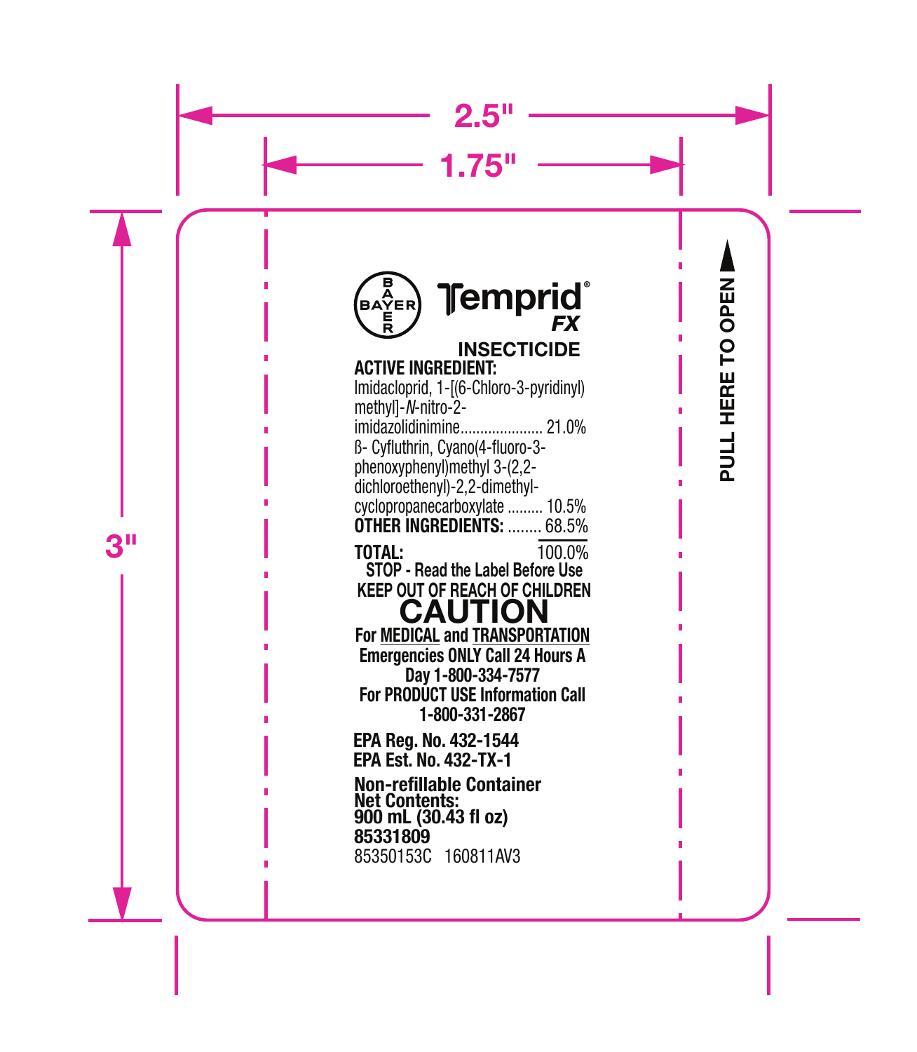2.5"

1.75"

3"

PULL HERE TO OPEN

BAYER

# Temprid® *FX*

## INSECTICIDE

**ACTIVE INGREDIENT:**

Imidacloprid, 1-[(6-Chloro-3-pyridinyl) methyl]-*N*-nitro-2-imidazolidinimine..................... 21.0%

ß- Cyfluthrin, Cyano(4-fluoro-3-phenoxyphenyl)methyl 3-(2,2-dichloroethenyl)-2,2-dimethyl-cyclopropanecarboxylate ......... 10.5%

**OTHER INGREDIENTS:** ........ 68.5%

**TOTAL:** 100.0%

**STOP - Read the Label Before Use**

**KEEP OUT OF REACH OF CHILDREN**

# CAUTION

**For MEDICAL and TRANSPORTATION Emergencies ONLY Call 24 Hours A Day 1-800-334-7577**

**For PRODUCT USE Information Call 1-800-331-2867**

**EPA Reg. No. 432-1544**
**EPA Est. No. 432-TX-1**

**Non-refillable Container**
**Net Contents:**
**900 mL (30.43 fl oz)**
**85331809**
85350153C 160811AV3